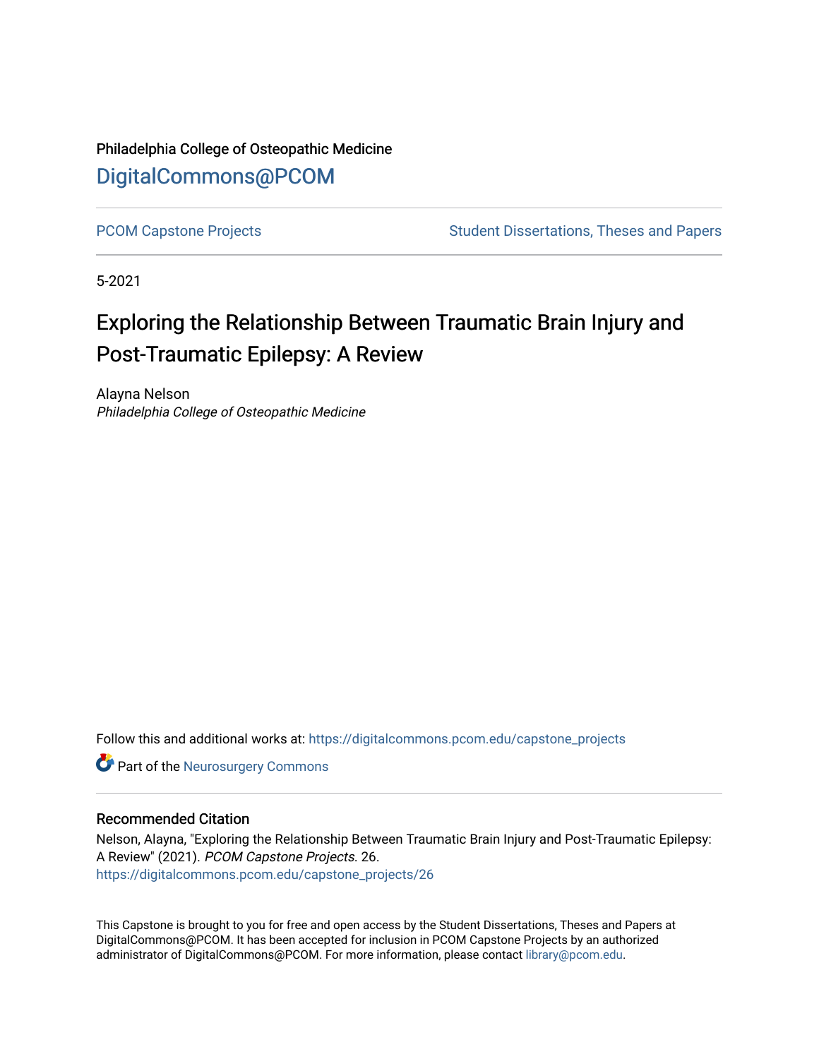Philadelphia College of Osteopathic Medicine

## DigitalCommons@PCOM

PCOM Capstone Projects

Student Dissertations, Theses and Papers

5-2021

# Exploring the Relationship Between Traumatic Brain Injury and Post-Traumatic Epilepsy: A Review

Alayna Nelson
*Philadelphia College of Osteopathic Medicine*

Follow this and additional works at: https://digitalcommons.pcom.edu/capstone_projects

Part of the Neurosurgery Commons

### Recommended Citation

Nelson, Alayna, "Exploring the Relationship Between Traumatic Brain Injury and Post-Traumatic Epilepsy: A Review" (2021). *PCOM Capstone Projects*. 26.
https://digitalcommons.pcom.edu/capstone_projects/26

This Capstone is brought to you for free and open access by the Student Dissertations, Theses and Papers at DigitalCommons@PCOM. It has been accepted for inclusion in PCOM Capstone Projects by an authorized administrator of DigitalCommons@PCOM. For more information, please contact library@pcom.edu.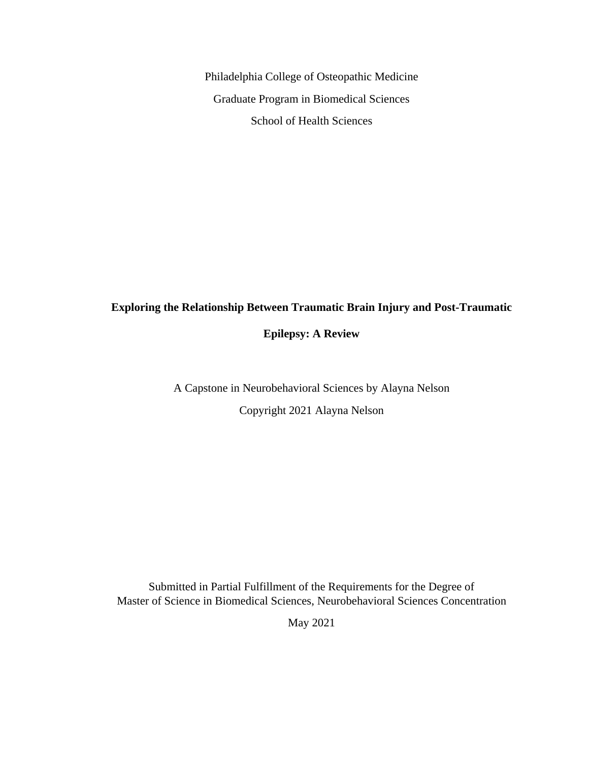Philadelphia College of Osteopathic Medicine

Graduate Program in Biomedical Sciences

School of Health Sciences

**Exploring the Relationship Between Traumatic Brain Injury and Post-Traumatic Epilepsy: A Review**

A Capstone in Neurobehavioral Sciences by Alayna Nelson

Copyright 2021 Alayna Nelson

Submitted in Partial Fulfillment of the Requirements for the Degree of
Master of Science in Biomedical Sciences, Neurobehavioral Sciences Concentration

May 2021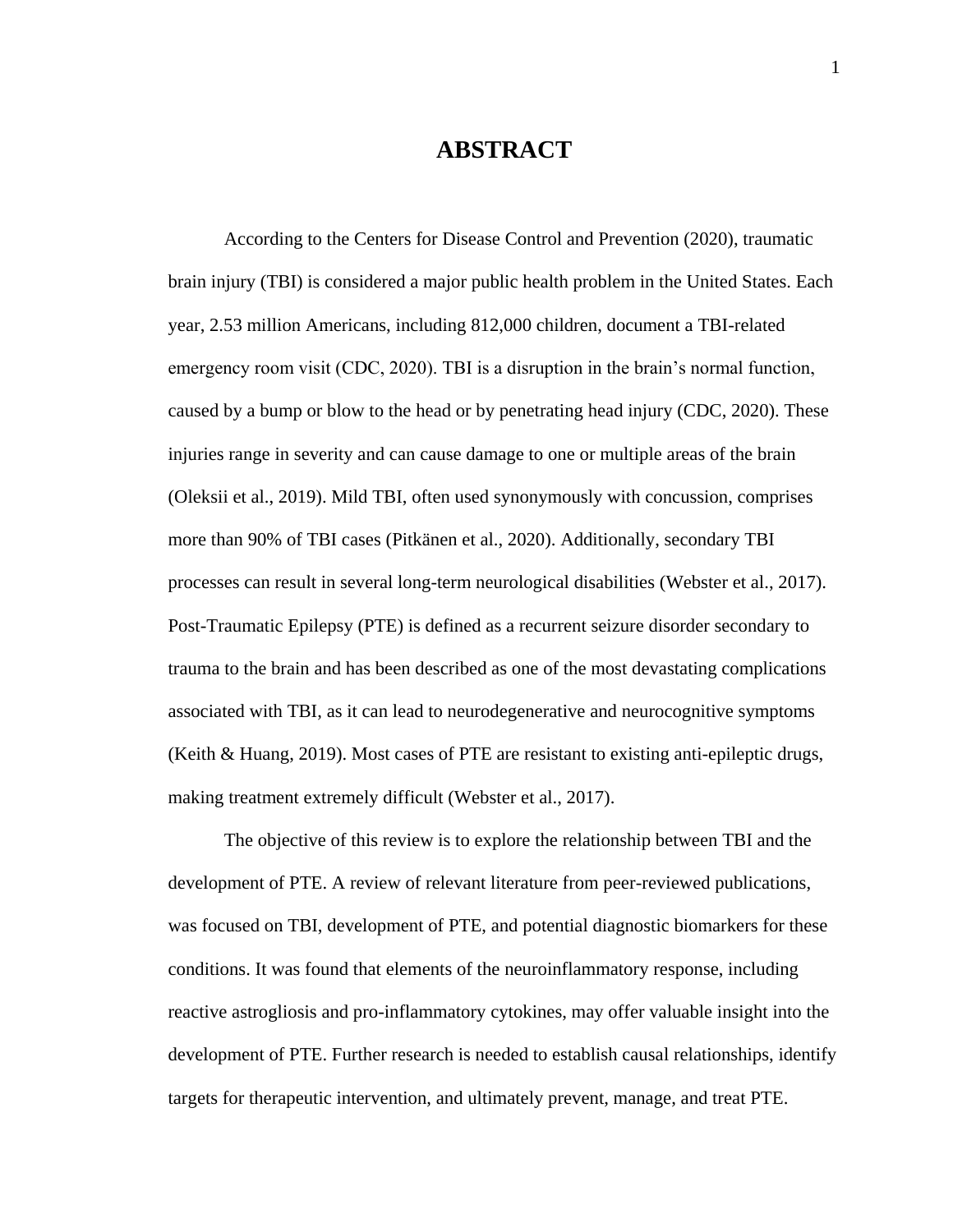# ABSTRACT

According to the Centers for Disease Control and Prevention (2020), traumatic brain injury (TBI) is considered a major public health problem in the United States. Each year, 2.53 million Americans, including 812,000 children, document a TBI-related emergency room visit (CDC, 2020). TBI is a disruption in the brain's normal function, caused by a bump or blow to the head or by penetrating head injury (CDC, 2020). These injuries range in severity and can cause damage to one or multiple areas of the brain (Oleksii et al., 2019). Mild TBI, often used synonymously with concussion, comprises more than 90% of TBI cases (Pitkänen et al., 2020). Additionally, secondary TBI processes can result in several long-term neurological disabilities (Webster et al., 2017). Post-Traumatic Epilepsy (PTE) is defined as a recurrent seizure disorder secondary to trauma to the brain and has been described as one of the most devastating complications associated with TBI, as it can lead to neurodegenerative and neurocognitive symptoms (Keith & Huang, 2019). Most cases of PTE are resistant to existing anti-epileptic drugs, making treatment extremely difficult (Webster et al., 2017).

The objective of this review is to explore the relationship between TBI and the development of PTE. A review of relevant literature from peer-reviewed publications, was focused on TBI, development of PTE, and potential diagnostic biomarkers for these conditions. It was found that elements of the neuroinflammatory response, including reactive astrogliosis and pro-inflammatory cytokines, may offer valuable insight into the development of PTE. Further research is needed to establish causal relationships, identify targets for therapeutic intervention, and ultimately prevent, manage, and treat PTE.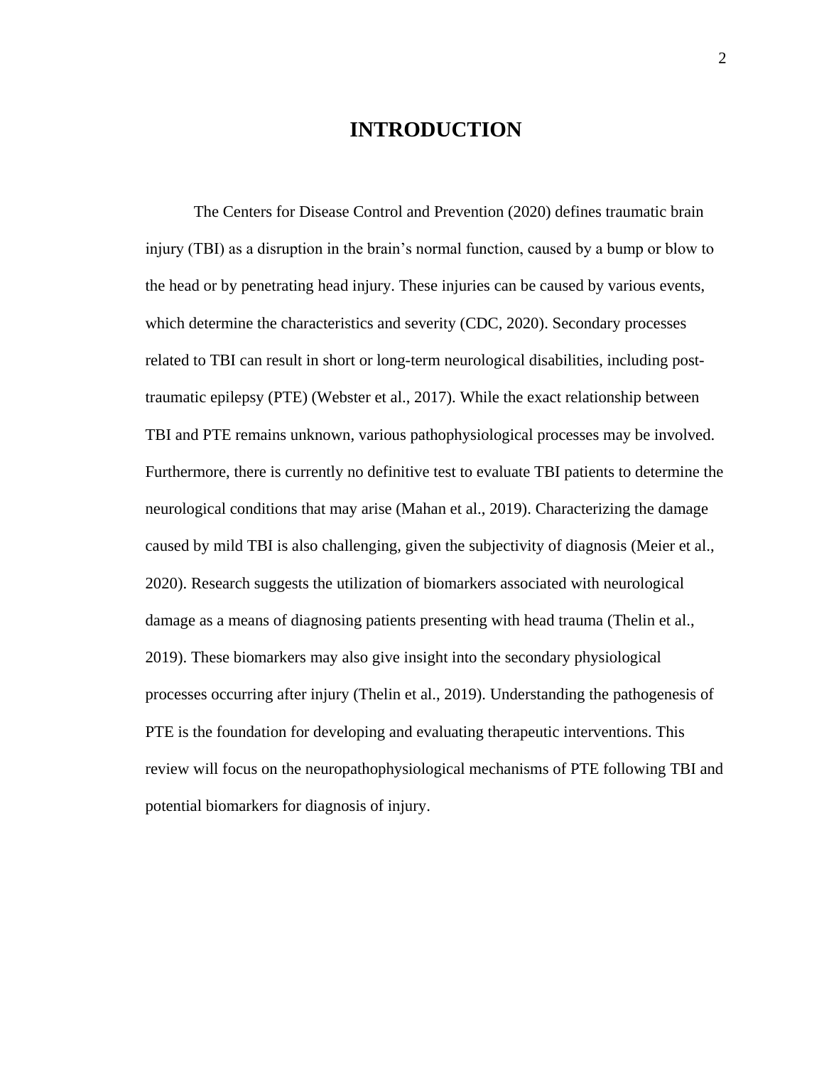# INTRODUCTION

The Centers for Disease Control and Prevention (2020) defines traumatic brain injury (TBI) as a disruption in the brain's normal function, caused by a bump or blow to the head or by penetrating head injury. These injuries can be caused by various events, which determine the characteristics and severity (CDC, 2020). Secondary processes related to TBI can result in short or long-term neurological disabilities, including post-traumatic epilepsy (PTE) (Webster et al., 2017). While the exact relationship between TBI and PTE remains unknown, various pathophysiological processes may be involved. Furthermore, there is currently no definitive test to evaluate TBI patients to determine the neurological conditions that may arise (Mahan et al., 2019). Characterizing the damage caused by mild TBI is also challenging, given the subjectivity of diagnosis (Meier et al., 2020). Research suggests the utilization of biomarkers associated with neurological damage as a means of diagnosing patients presenting with head trauma (Thelin et al., 2019). These biomarkers may also give insight into the secondary physiological processes occurring after injury (Thelin et al., 2019). Understanding the pathogenesis of PTE is the foundation for developing and evaluating therapeutic interventions. This review will focus on the neuropathophysiological mechanisms of PTE following TBI and potential biomarkers for diagnosis of injury.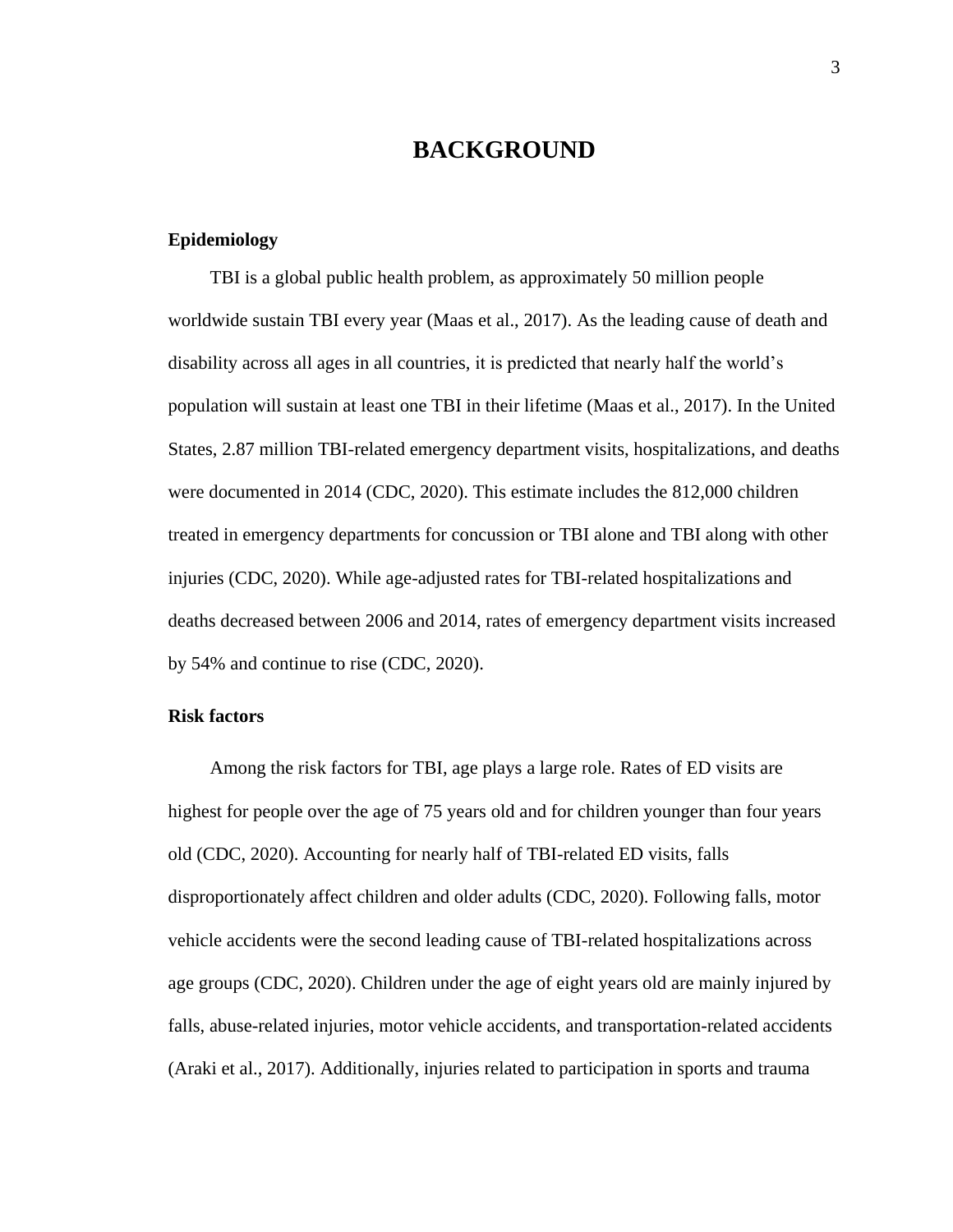# BACKGROUND

## Epidemiology

TBI is a global public health problem, as approximately 50 million people worldwide sustain TBI every year (Maas et al., 2017). As the leading cause of death and disability across all ages in all countries, it is predicted that nearly half the world's population will sustain at least one TBI in their lifetime (Maas et al., 2017). In the United States, 2.87 million TBI-related emergency department visits, hospitalizations, and deaths were documented in 2014 (CDC, 2020). This estimate includes the 812,000 children treated in emergency departments for concussion or TBI alone and TBI along with other injuries (CDC, 2020). While age-adjusted rates for TBI-related hospitalizations and deaths decreased between 2006 and 2014, rates of emergency department visits increased by 54% and continue to rise (CDC, 2020).

## Risk factors

Among the risk factors for TBI, age plays a large role. Rates of ED visits are highest for people over the age of 75 years old and for children younger than four years old (CDC, 2020). Accounting for nearly half of TBI-related ED visits, falls disproportionately affect children and older adults (CDC, 2020). Following falls, motor vehicle accidents were the second leading cause of TBI-related hospitalizations across age groups (CDC, 2020). Children under the age of eight years old are mainly injured by falls, abuse-related injuries, motor vehicle accidents, and transportation-related accidents (Araki et al., 2017). Additionally, injuries related to participation in sports and trauma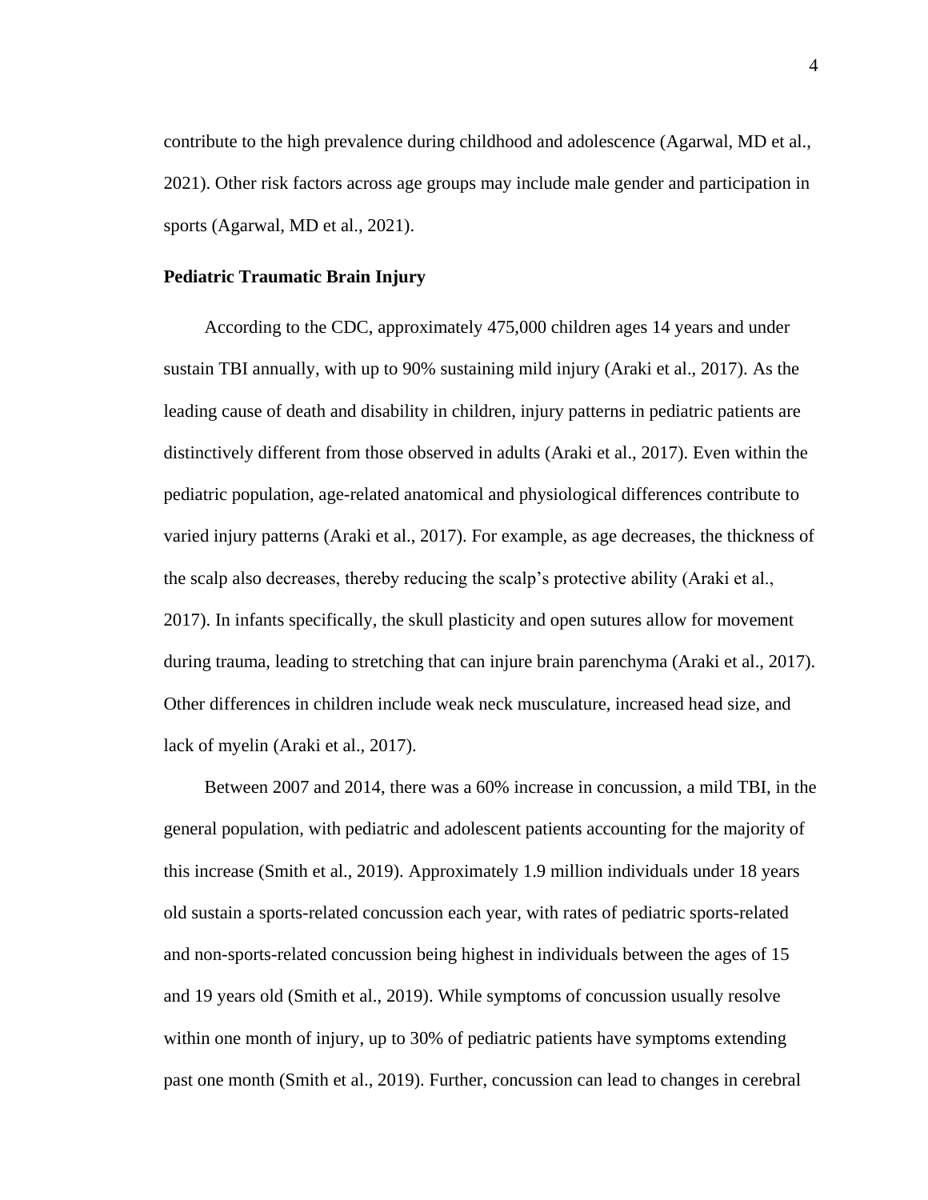contribute to the high prevalence during childhood and adolescence (Agarwal, MD et al., 2021). Other risk factors across age groups may include male gender and participation in sports (Agarwal, MD et al., 2021).

## Pediatric Traumatic Brain Injury

According to the CDC, approximately 475,000 children ages 14 years and under sustain TBI annually, with up to 90% sustaining mild injury (Araki et al., 2017). As the leading cause of death and disability in children, injury patterns in pediatric patients are distinctively different from those observed in adults (Araki et al., 2017). Even within the pediatric population, age-related anatomical and physiological differences contribute to varied injury patterns (Araki et al., 2017). For example, as age decreases, the thickness of the scalp also decreases, thereby reducing the scalp's protective ability (Araki et al., 2017). In infants specifically, the skull plasticity and open sutures allow for movement during trauma, leading to stretching that can injure brain parenchyma (Araki et al., 2017). Other differences in children include weak neck musculature, increased head size, and lack of myelin (Araki et al., 2017).

Between 2007 and 2014, there was a 60% increase in concussion, a mild TBI, in the general population, with pediatric and adolescent patients accounting for the majority of this increase (Smith et al., 2019). Approximately 1.9 million individuals under 18 years old sustain a sports-related concussion each year, with rates of pediatric sports-related and non-sports-related concussion being highest in individuals between the ages of 15 and 19 years old (Smith et al., 2019). While symptoms of concussion usually resolve within one month of injury, up to 30% of pediatric patients have symptoms extending past one month (Smith et al., 2019). Further, concussion can lead to changes in cerebral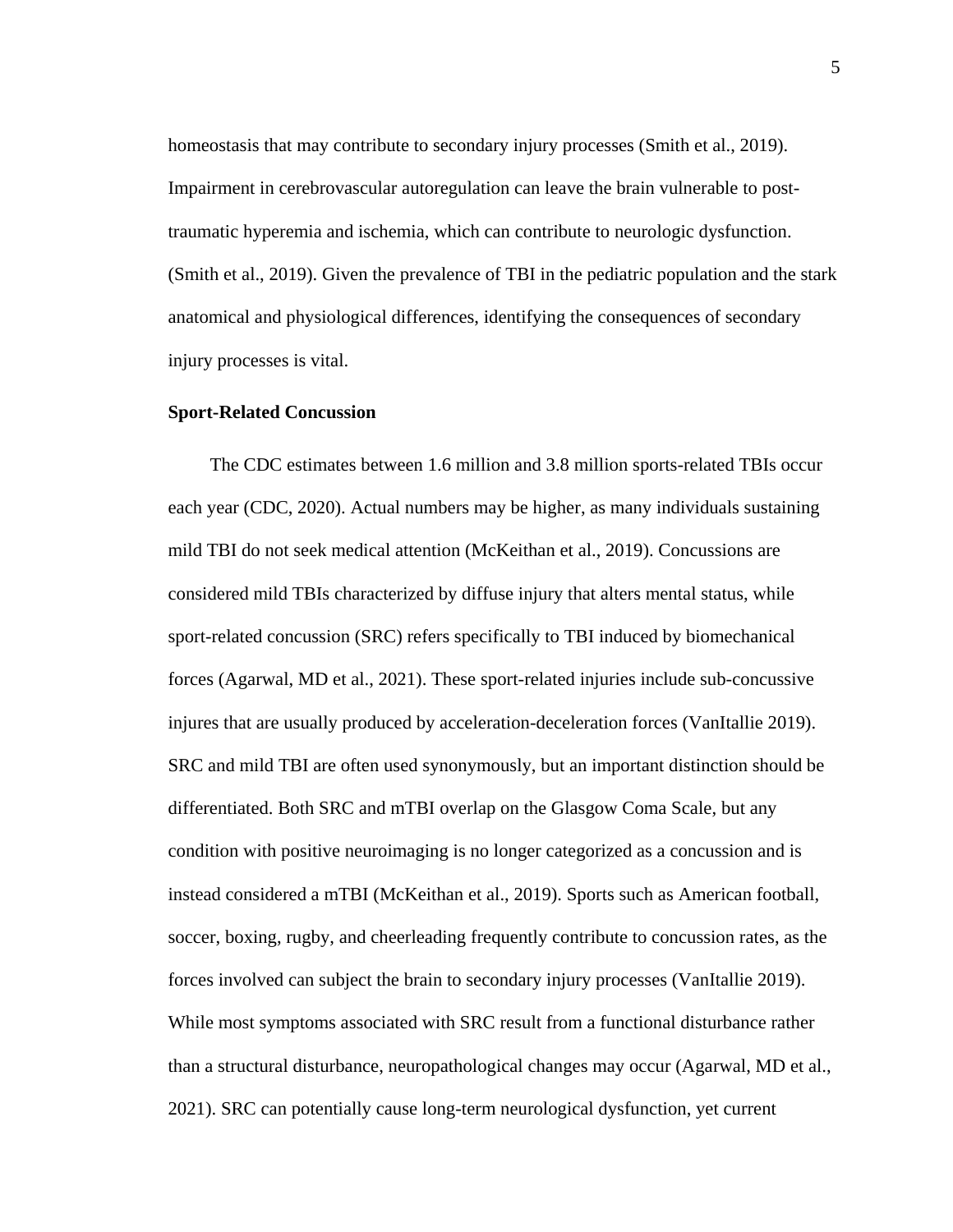homeostasis that may contribute to secondary injury processes (Smith et al., 2019). Impairment in cerebrovascular autoregulation can leave the brain vulnerable to post-traumatic hyperemia and ischemia, which can contribute to neurologic dysfunction. (Smith et al., 2019). Given the prevalence of TBI in the pediatric population and the stark anatomical and physiological differences, identifying the consequences of secondary injury processes is vital.

**Sport-Related Concussion**

The CDC estimates between 1.6 million and 3.8 million sports-related TBIs occur each year (CDC, 2020). Actual numbers may be higher, as many individuals sustaining mild TBI do not seek medical attention (McKeithan et al., 2019). Concussions are considered mild TBIs characterized by diffuse injury that alters mental status, while sport-related concussion (SRC) refers specifically to TBI induced by biomechanical forces (Agarwal, MD et al., 2021). These sport-related injuries include sub-concussive injures that are usually produced by acceleration-deceleration forces (VanItallie 2019). SRC and mild TBI are often used synonymously, but an important distinction should be differentiated. Both SRC and mTBI overlap on the Glasgow Coma Scale, but any condition with positive neuroimaging is no longer categorized as a concussion and is instead considered a mTBI (McKeithan et al., 2019). Sports such as American football, soccer, boxing, rugby, and cheerleading frequently contribute to concussion rates, as the forces involved can subject the brain to secondary injury processes (VanItallie 2019). While most symptoms associated with SRC result from a functional disturbance rather than a structural disturbance, neuropathological changes may occur (Agarwal, MD et al., 2021). SRC can potentially cause long-term neurological dysfunction, yet current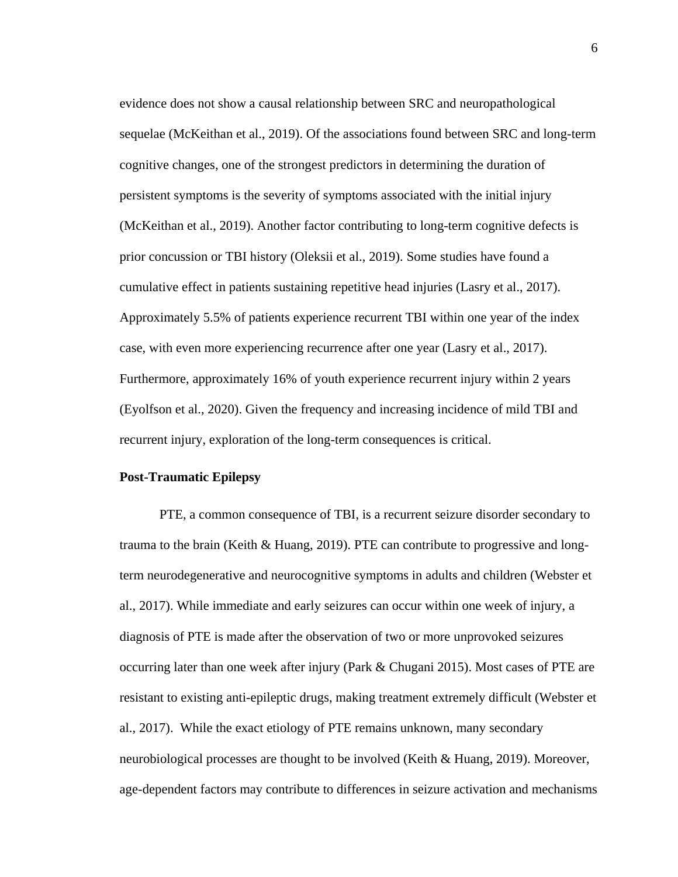evidence does not show a causal relationship between SRC and neuropathological sequelae (McKeithan et al., 2019). Of the associations found between SRC and long-term cognitive changes, one of the strongest predictors in determining the duration of persistent symptoms is the severity of symptoms associated with the initial injury (McKeithan et al., 2019). Another factor contributing to long-term cognitive defects is prior concussion or TBI history (Oleksii et al., 2019). Some studies have found a cumulative effect in patients sustaining repetitive head injuries (Lasry et al., 2017). Approximately 5.5% of patients experience recurrent TBI within one year of the index case, with even more experiencing recurrence after one year (Lasry et al., 2017). Furthermore, approximately 16% of youth experience recurrent injury within 2 years (Eyolfson et al., 2020). Given the frequency and increasing incidence of mild TBI and recurrent injury, exploration of the long-term consequences is critical.

## Post-Traumatic Epilepsy

PTE, a common consequence of TBI, is a recurrent seizure disorder secondary to trauma to the brain (Keith & Huang, 2019). PTE can contribute to progressive and long-term neurodegenerative and neurocognitive symptoms in adults and children (Webster et al., 2017). While immediate and early seizures can occur within one week of injury, a diagnosis of PTE is made after the observation of two or more unprovoked seizures occurring later than one week after injury (Park & Chugani 2015). Most cases of PTE are resistant to existing anti-epileptic drugs, making treatment extremely difficult (Webster et al., 2017). While the exact etiology of PTE remains unknown, many secondary neurobiological processes are thought to be involved (Keith & Huang, 2019). Moreover, age-dependent factors may contribute to differences in seizure activation and mechanisms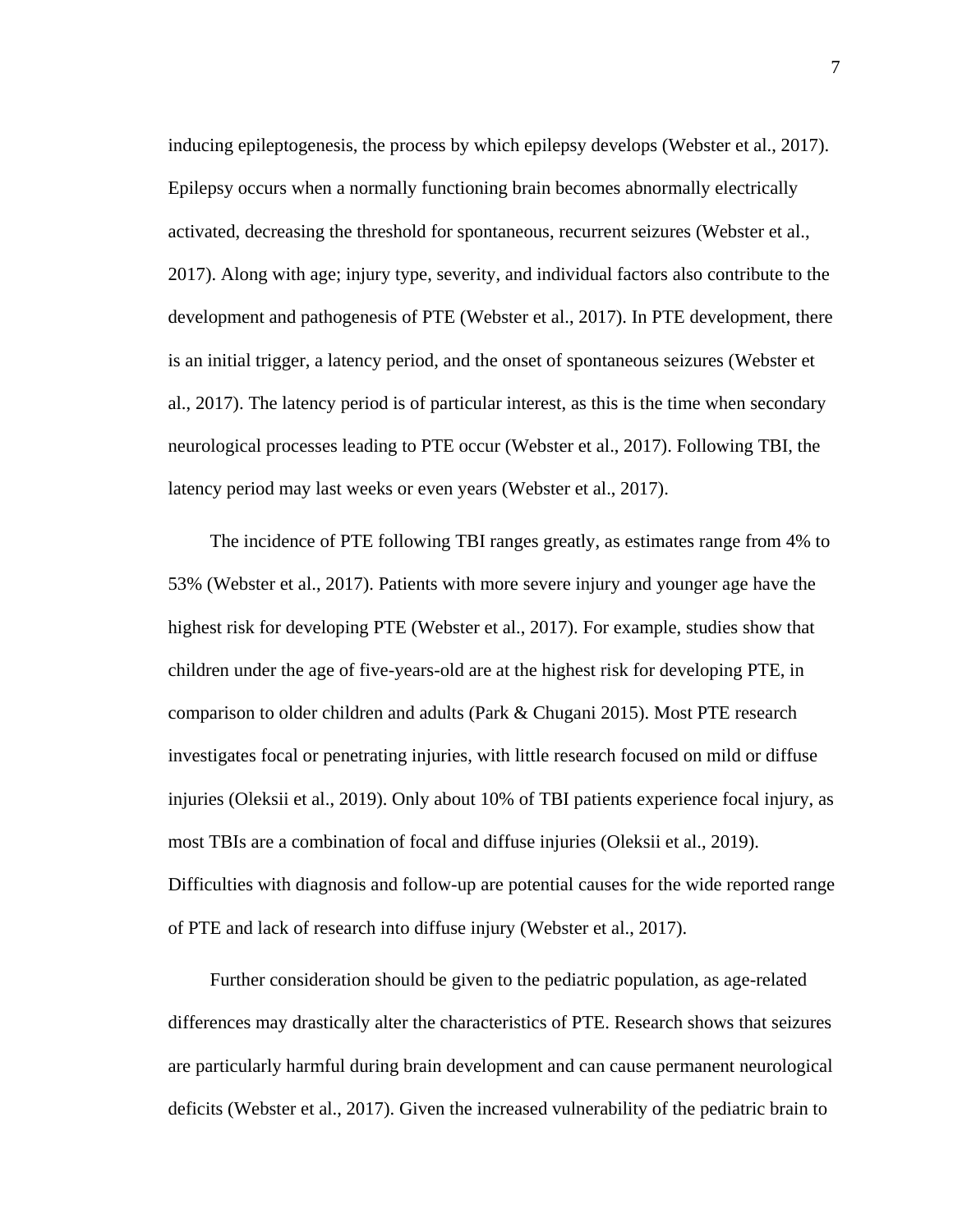inducing epileptogenesis, the process by which epilepsy develops (Webster et al., 2017). Epilepsy occurs when a normally functioning brain becomes abnormally electrically activated, decreasing the threshold for spontaneous, recurrent seizures (Webster et al., 2017). Along with age; injury type, severity, and individual factors also contribute to the development and pathogenesis of PTE (Webster et al., 2017). In PTE development, there is an initial trigger, a latency period, and the onset of spontaneous seizures (Webster et al., 2017). The latency period is of particular interest, as this is the time when secondary neurological processes leading to PTE occur (Webster et al., 2017). Following TBI, the latency period may last weeks or even years (Webster et al., 2017).

The incidence of PTE following TBI ranges greatly, as estimates range from 4% to 53% (Webster et al., 2017). Patients with more severe injury and younger age have the highest risk for developing PTE (Webster et al., 2017). For example, studies show that children under the age of five-years-old are at the highest risk for developing PTE, in comparison to older children and adults (Park & Chugani 2015). Most PTE research investigates focal or penetrating injuries, with little research focused on mild or diffuse injuries (Oleksii et al., 2019). Only about 10% of TBI patients experience focal injury, as most TBIs are a combination of focal and diffuse injuries (Oleksii et al., 2019). Difficulties with diagnosis and follow-up are potential causes for the wide reported range of PTE and lack of research into diffuse injury (Webster et al., 2017).

Further consideration should be given to the pediatric population, as age-related differences may drastically alter the characteristics of PTE. Research shows that seizures are particularly harmful during brain development and can cause permanent neurological deficits (Webster et al., 2017). Given the increased vulnerability of the pediatric brain to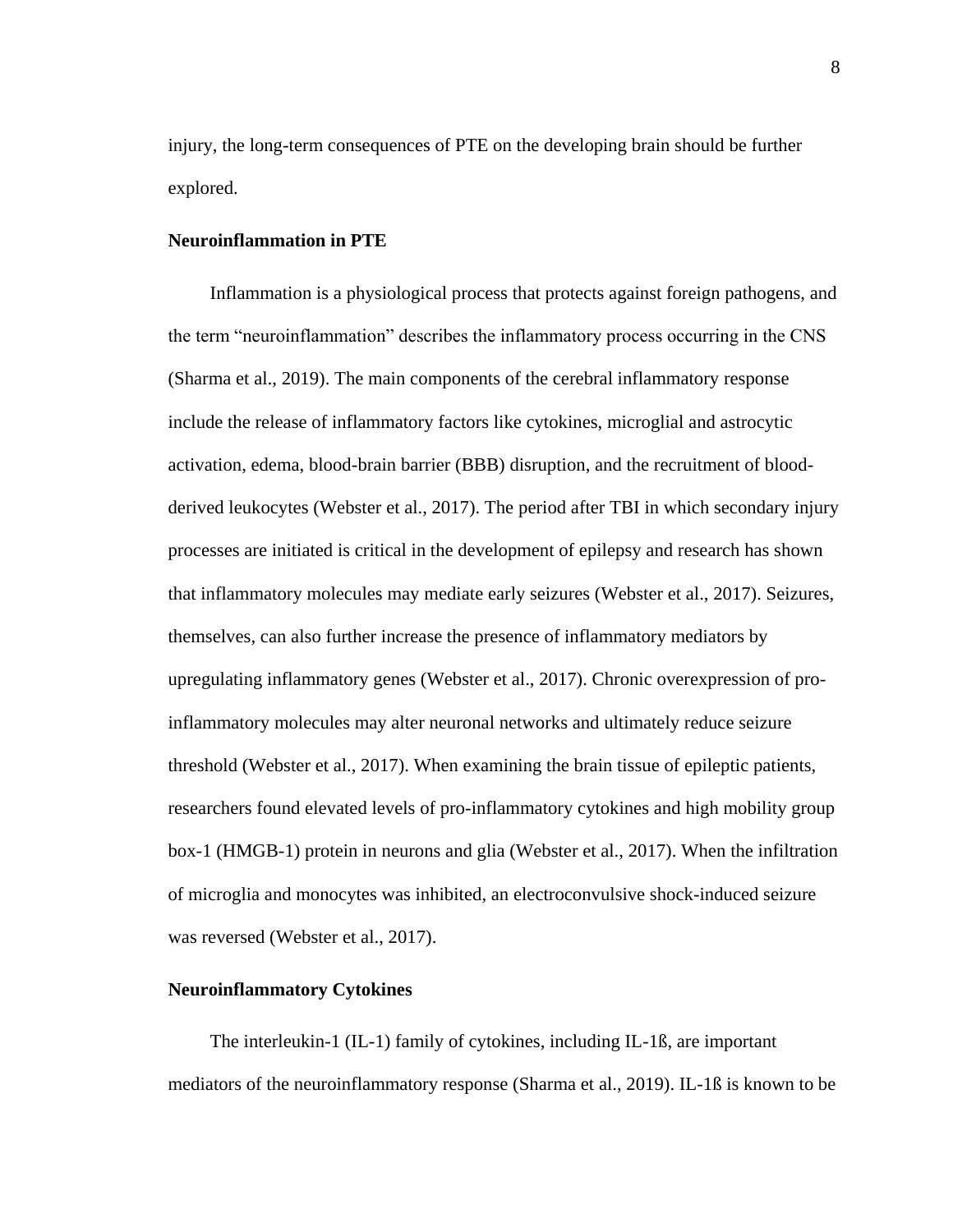injury, the long-term consequences of PTE on the developing brain should be further explored.

## Neuroinflammation in PTE

Inflammation is a physiological process that protects against foreign pathogens, and the term "neuroinflammation" describes the inflammatory process occurring in the CNS (Sharma et al., 2019). The main components of the cerebral inflammatory response include the release of inflammatory factors like cytokines, microglial and astrocytic activation, edema, blood-brain barrier (BBB) disruption, and the recruitment of blood-derived leukocytes (Webster et al., 2017). The period after TBI in which secondary injury processes are initiated is critical in the development of epilepsy and research has shown that inflammatory molecules may mediate early seizures (Webster et al., 2017). Seizures, themselves, can also further increase the presence of inflammatory mediators by upregulating inflammatory genes (Webster et al., 2017). Chronic overexpression of pro-inflammatory molecules may alter neuronal networks and ultimately reduce seizure threshold (Webster et al., 2017). When examining the brain tissue of epileptic patients, researchers found elevated levels of pro-inflammatory cytokines and high mobility group box-1 (HMGB-1) protein in neurons and glia (Webster et al., 2017). When the infiltration of microglia and monocytes was inhibited, an electroconvulsive shock-induced seizure was reversed (Webster et al., 2017).

## Neuroinflammatory Cytokines

The interleukin-1 (IL-1) family of cytokines, including IL-1ß, are important mediators of the neuroinflammatory response (Sharma et al., 2019). IL-1ß is known to be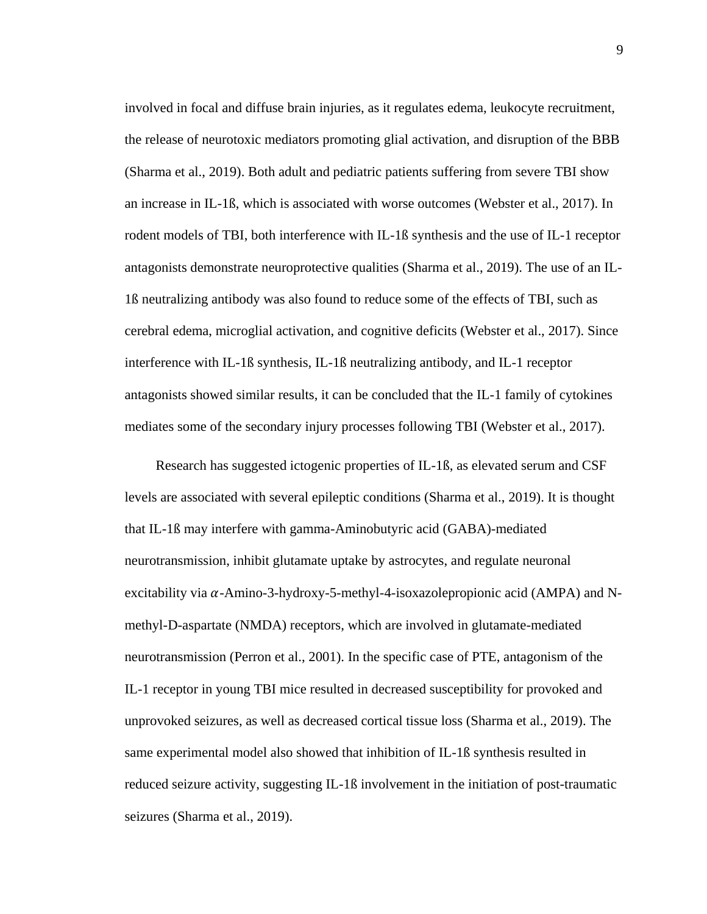involved in focal and diffuse brain injuries, as it regulates edema, leukocyte recruitment, the release of neurotoxic mediators promoting glial activation, and disruption of the BBB (Sharma et al., 2019). Both adult and pediatric patients suffering from severe TBI show an increase in IL-1ß, which is associated with worse outcomes (Webster et al., 2017). In rodent models of TBI, both interference with IL-1ß synthesis and the use of IL-1 receptor antagonists demonstrate neuroprotective qualities (Sharma et al., 2019). The use of an IL-1ß neutralizing antibody was also found to reduce some of the effects of TBI, such as cerebral edema, microglial activation, and cognitive deficits (Webster et al., 2017). Since interference with IL-1ß synthesis, IL-1ß neutralizing antibody, and IL-1 receptor antagonists showed similar results, it can be concluded that the IL-1 family of cytokines mediates some of the secondary injury processes following TBI (Webster et al., 2017).

Research has suggested ictogenic properties of IL-1ß, as elevated serum and CSF levels are associated with several epileptic conditions (Sharma et al., 2019). It is thought that IL-1ß may interfere with gamma-Aminobutyric acid (GABA)-mediated neurotransmission, inhibit glutamate uptake by astrocytes, and regulate neuronal excitability via $\alpha$-Amino-3-hydroxy-5-methyl-4-isoxazolepropionic acid (AMPA) and N-methyl-D-aspartate (NMDA) receptors, which are involved in glutamate-mediated neurotransmission (Perron et al., 2001). In the specific case of PTE, antagonism of the IL-1 receptor in young TBI mice resulted in decreased susceptibility for provoked and unprovoked seizures, as well as decreased cortical tissue loss (Sharma et al., 2019). The same experimental model also showed that inhibition of IL-1ß synthesis resulted in reduced seizure activity, suggesting IL-1ß involvement in the initiation of post-traumatic seizures (Sharma et al., 2019).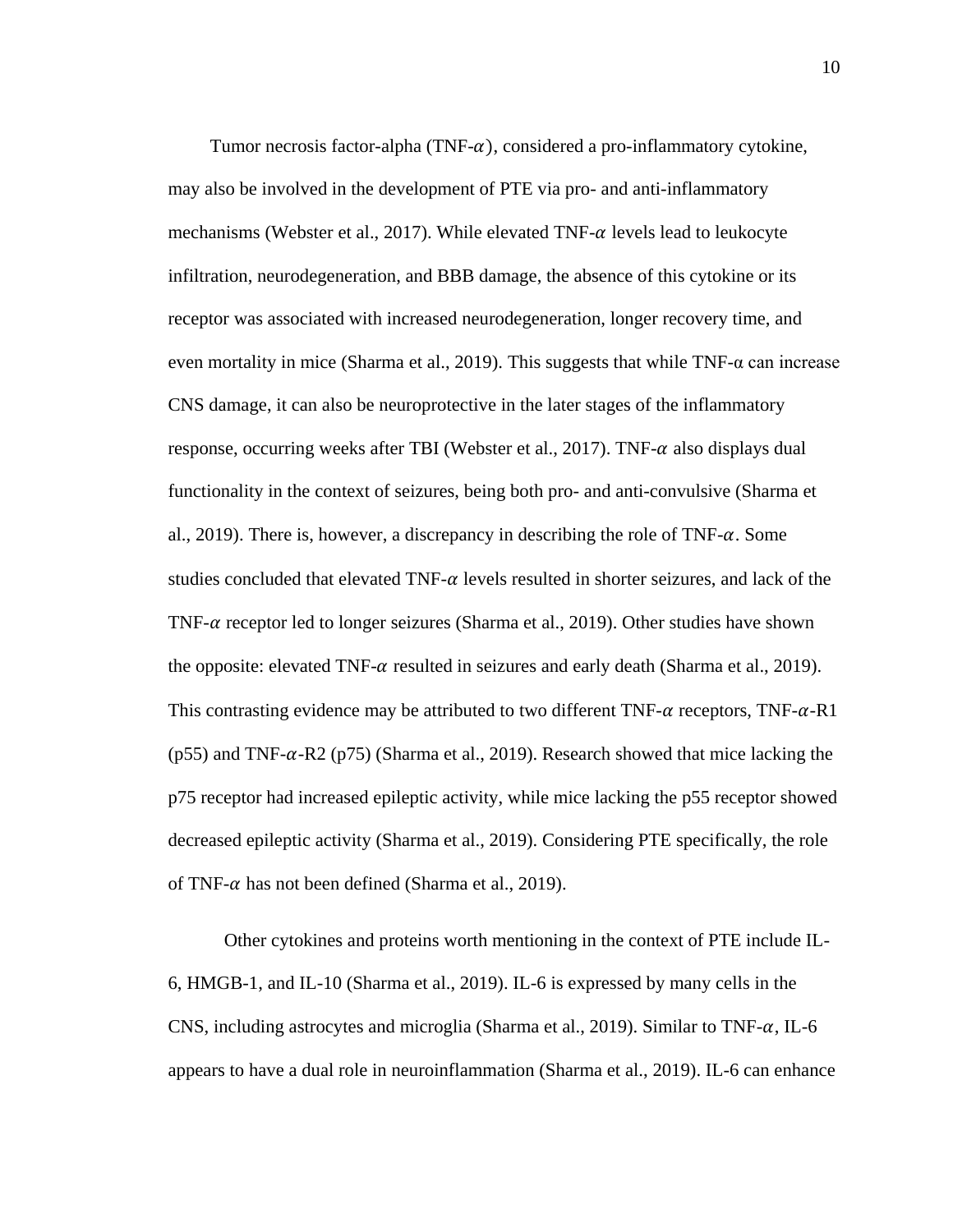Tumor necrosis factor-alpha (TNF-$\alpha$), considered a pro-inflammatory cytokine, may also be involved in the development of PTE via pro- and anti-inflammatory mechanisms (Webster et al., 2017). While elevated TNF-$\alpha$ levels lead to leukocyte infiltration, neurodegeneration, and BBB damage, the absence of this cytokine or its receptor was associated with increased neurodegeneration, longer recovery time, and even mortality in mice (Sharma et al., 2019). This suggests that while TNF-α can increase CNS damage, it can also be neuroprotective in the later stages of the inflammatory response, occurring weeks after TBI (Webster et al., 2017). TNF-$\alpha$ also displays dual functionality in the context of seizures, being both pro- and anti-convulsive (Sharma et al., 2019). There is, however, a discrepancy in describing the role of TNF-$\alpha$. Some studies concluded that elevated TNF-$\alpha$ levels resulted in shorter seizures, and lack of the TNF-$\alpha$ receptor led to longer seizures (Sharma et al., 2019). Other studies have shown the opposite: elevated TNF-$\alpha$ resulted in seizures and early death (Sharma et al., 2019). This contrasting evidence may be attributed to two different TNF-$\alpha$ receptors, TNF-$\alpha$-R1 (p55) and TNF-$\alpha$-R2 (p75) (Sharma et al., 2019). Research showed that mice lacking the p75 receptor had increased epileptic activity, while mice lacking the p55 receptor showed decreased epileptic activity (Sharma et al., 2019). Considering PTE specifically, the role of TNF-$\alpha$ has not been defined (Sharma et al., 2019).

Other cytokines and proteins worth mentioning in the context of PTE include IL-6, HMGB-1, and IL-10 (Sharma et al., 2019). IL-6 is expressed by many cells in the CNS, including astrocytes and microglia (Sharma et al., 2019). Similar to TNF-$\alpha$, IL-6 appears to have a dual role in neuroinflammation (Sharma et al., 2019). IL-6 can enhance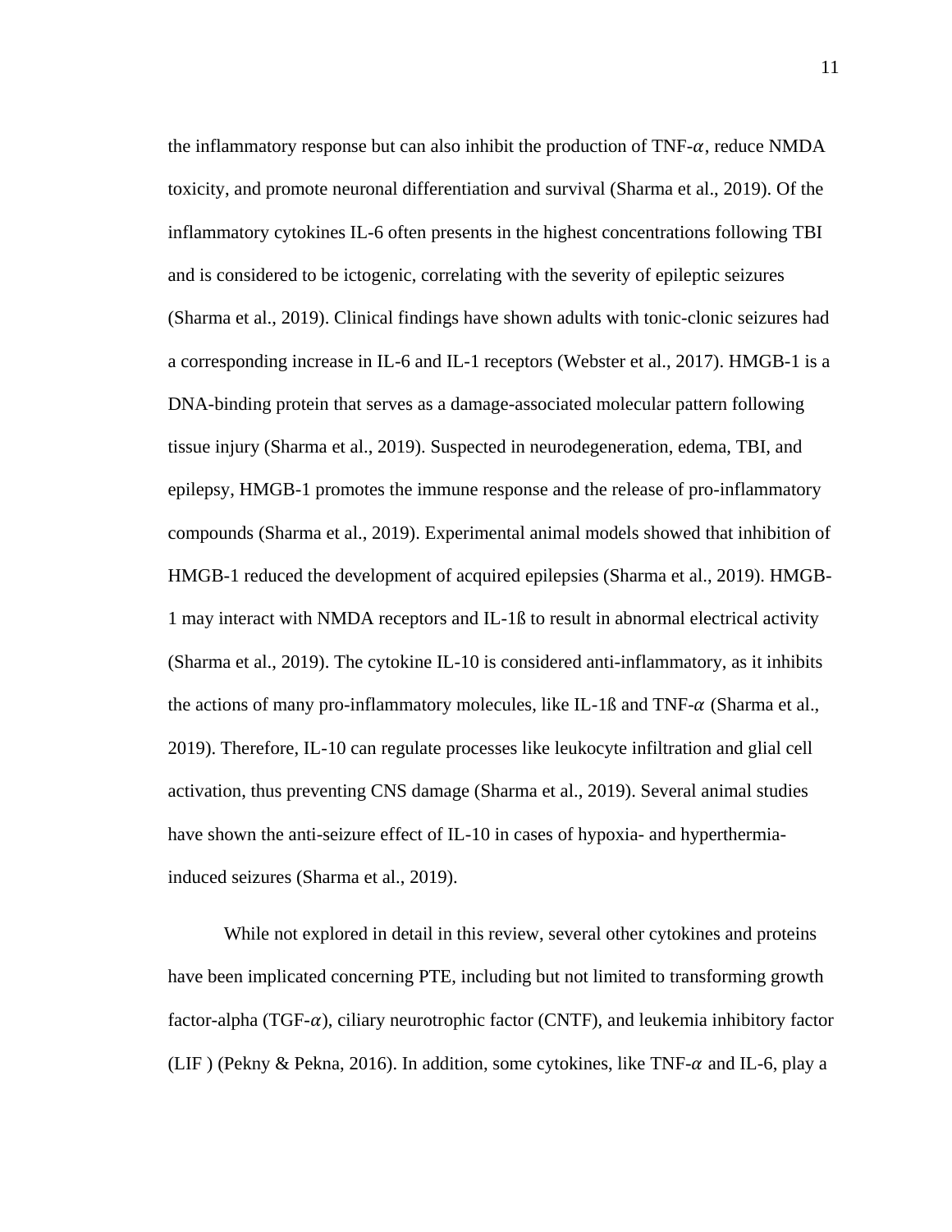the inflammatory response but can also inhibit the production of TNF-$\alpha$, reduce NMDA toxicity, and promote neuronal differentiation and survival (Sharma et al., 2019). Of the inflammatory cytokines IL-6 often presents in the highest concentrations following TBI and is considered to be ictogenic, correlating with the severity of epileptic seizures (Sharma et al., 2019). Clinical findings have shown adults with tonic-clonic seizures had a corresponding increase in IL-6 and IL-1 receptors (Webster et al., 2017). HMGB-1 is a DNA-binding protein that serves as a damage-associated molecular pattern following tissue injury (Sharma et al., 2019). Suspected in neurodegeneration, edema, TBI, and epilepsy, HMGB-1 promotes the immune response and the release of pro-inflammatory compounds (Sharma et al., 2019). Experimental animal models showed that inhibition of HMGB-1 reduced the development of acquired epilepsies (Sharma et al., 2019). HMGB-1 may interact with NMDA receptors and IL-1ß to result in abnormal electrical activity (Sharma et al., 2019). The cytokine IL-10 is considered anti-inflammatory, as it inhibits the actions of many pro-inflammatory molecules, like IL-1ß and TNF-$\alpha$ (Sharma et al., 2019). Therefore, IL-10 can regulate processes like leukocyte infiltration and glial cell activation, thus preventing CNS damage (Sharma et al., 2019). Several animal studies have shown the anti-seizure effect of IL-10 in cases of hypoxia- and hyperthermia-induced seizures (Sharma et al., 2019).

While not explored in detail in this review, several other cytokines and proteins have been implicated concerning PTE, including but not limited to transforming growth factor-alpha (TGF-$\alpha$), ciliary neurotrophic factor (CNTF), and leukemia inhibitory factor (LIF ) (Pekny & Pekna, 2016). In addition, some cytokines, like TNF-$\alpha$ and IL-6, play a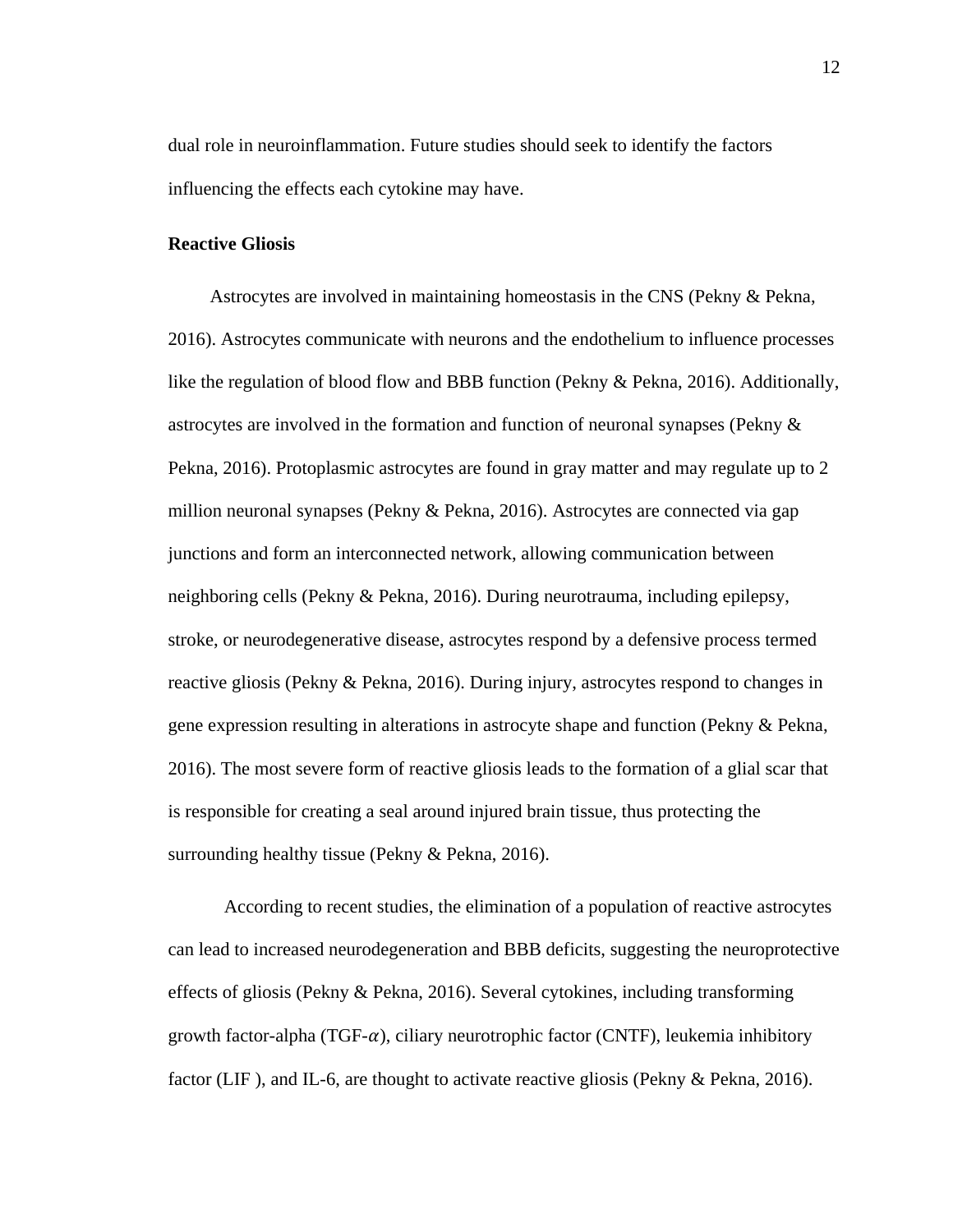dual role in neuroinflammation. Future studies should seek to identify the factors influencing the effects each cytokine may have.

**Reactive Gliosis**

Astrocytes are involved in maintaining homeostasis in the CNS (Pekny & Pekna, 2016). Astrocytes communicate with neurons and the endothelium to influence processes like the regulation of blood flow and BBB function (Pekny & Pekna, 2016). Additionally, astrocytes are involved in the formation and function of neuronal synapses (Pekny & Pekna, 2016). Protoplasmic astrocytes are found in gray matter and may regulate up to 2 million neuronal synapses (Pekny & Pekna, 2016). Astrocytes are connected via gap junctions and form an interconnected network, allowing communication between neighboring cells (Pekny & Pekna, 2016). During neurotrauma, including epilepsy, stroke, or neurodegenerative disease, astrocytes respond by a defensive process termed reactive gliosis (Pekny & Pekna, 2016). During injury, astrocytes respond to changes in gene expression resulting in alterations in astrocyte shape and function (Pekny & Pekna, 2016). The most severe form of reactive gliosis leads to the formation of a glial scar that is responsible for creating a seal around injured brain tissue, thus protecting the surrounding healthy tissue (Pekny & Pekna, 2016).

According to recent studies, the elimination of a population of reactive astrocytes can lead to increased neurodegeneration and BBB deficits, suggesting the neuroprotective effects of gliosis (Pekny & Pekna, 2016). Several cytokines, including transforming growth factor-alpha (TGF-$\alpha$), ciliary neurotrophic factor (CNTF), leukemia inhibitory factor (LIF ), and IL-6, are thought to activate reactive gliosis (Pekny & Pekna, 2016).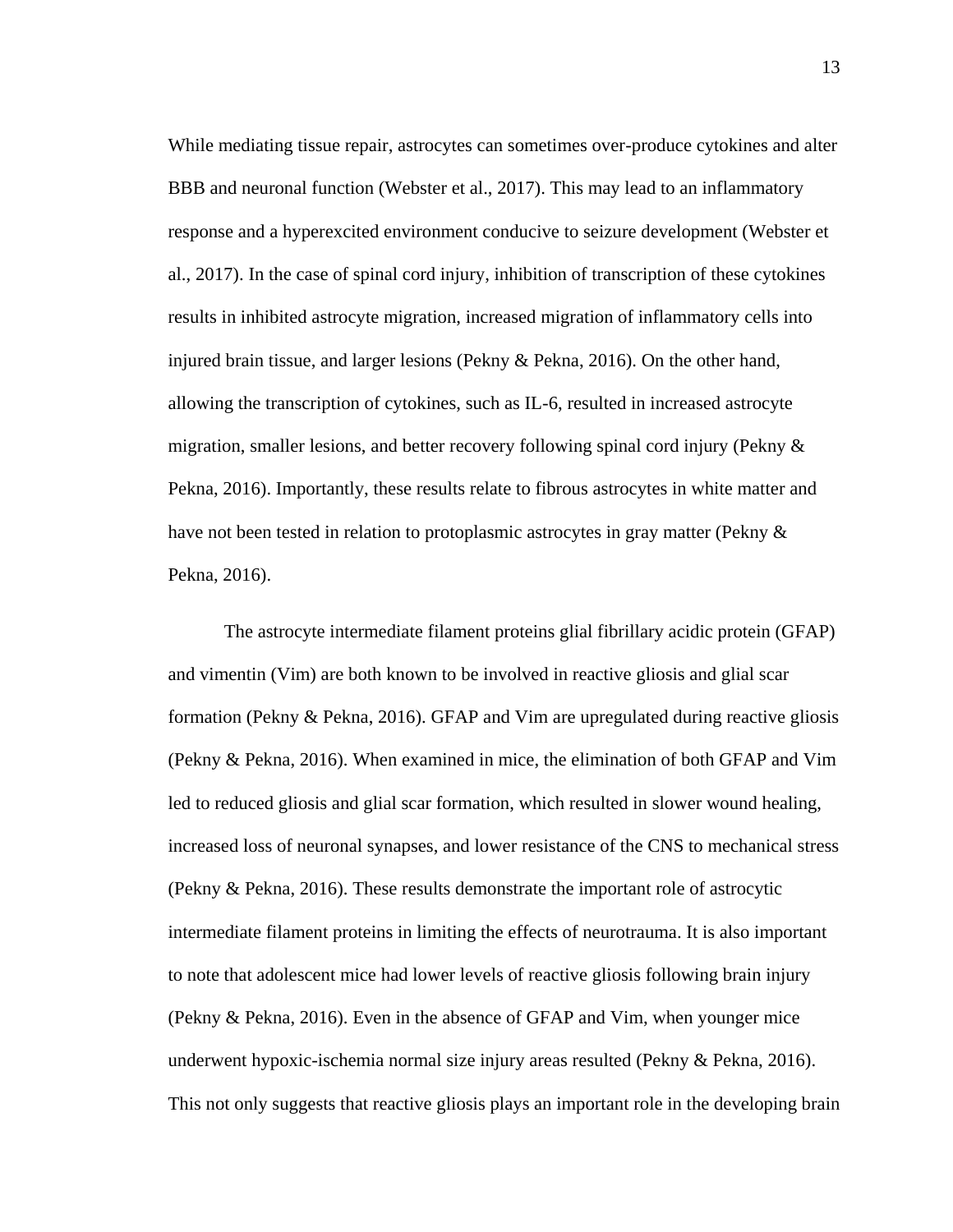While mediating tissue repair, astrocytes can sometimes over-produce cytokines and alter BBB and neuronal function (Webster et al., 2017). This may lead to an inflammatory response and a hyperexcited environment conducive to seizure development (Webster et al., 2017). In the case of spinal cord injury, inhibition of transcription of these cytokines results in inhibited astrocyte migration, increased migration of inflammatory cells into injured brain tissue, and larger lesions (Pekny & Pekna, 2016). On the other hand, allowing the transcription of cytokines, such as IL-6, resulted in increased astrocyte migration, smaller lesions, and better recovery following spinal cord injury (Pekny & Pekna, 2016). Importantly, these results relate to fibrous astrocytes in white matter and have not been tested in relation to protoplasmic astrocytes in gray matter (Pekny & Pekna, 2016).

The astrocyte intermediate filament proteins glial fibrillary acidic protein (GFAP) and vimentin (Vim) are both known to be involved in reactive gliosis and glial scar formation (Pekny & Pekna, 2016). GFAP and Vim are upregulated during reactive gliosis (Pekny & Pekna, 2016). When examined in mice, the elimination of both GFAP and Vim led to reduced gliosis and glial scar formation, which resulted in slower wound healing, increased loss of neuronal synapses, and lower resistance of the CNS to mechanical stress (Pekny & Pekna, 2016). These results demonstrate the important role of astrocytic intermediate filament proteins in limiting the effects of neurotrauma. It is also important to note that adolescent mice had lower levels of reactive gliosis following brain injury (Pekny & Pekna, 2016). Even in the absence of GFAP and Vim, when younger mice underwent hypoxic-ischemia normal size injury areas resulted (Pekny & Pekna, 2016). This not only suggests that reactive gliosis plays an important role in the developing brain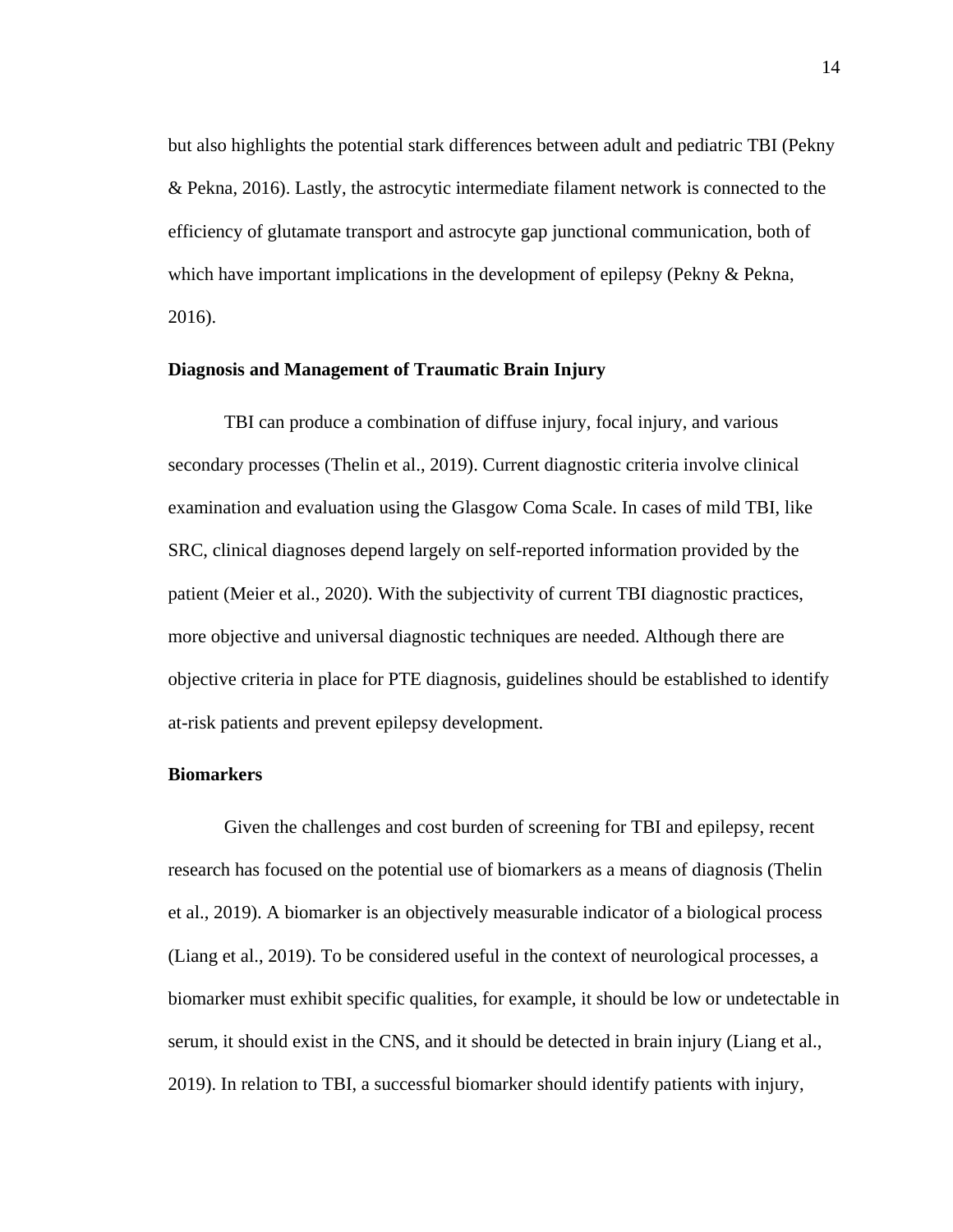but also highlights the potential stark differences between adult and pediatric TBI (Pekny & Pekna, 2016). Lastly, the astrocytic intermediate filament network is connected to the efficiency of glutamate transport and astrocyte gap junctional communication, both of which have important implications in the development of epilepsy (Pekny & Pekna, 2016).

### Diagnosis and Management of Traumatic Brain Injury

TBI can produce a combination of diffuse injury, focal injury, and various secondary processes (Thelin et al., 2019). Current diagnostic criteria involve clinical examination and evaluation using the Glasgow Coma Scale. In cases of mild TBI, like SRC, clinical diagnoses depend largely on self-reported information provided by the patient (Meier et al., 2020). With the subjectivity of current TBI diagnostic practices, more objective and universal diagnostic techniques are needed. Although there are objective criteria in place for PTE diagnosis, guidelines should be established to identify at-risk patients and prevent epilepsy development.

### Biomarkers

Given the challenges and cost burden of screening for TBI and epilepsy, recent research has focused on the potential use of biomarkers as a means of diagnosis (Thelin et al., 2019). A biomarker is an objectively measurable indicator of a biological process (Liang et al., 2019). To be considered useful in the context of neurological processes, a biomarker must exhibit specific qualities, for example, it should be low or undetectable in serum, it should exist in the CNS, and it should be detected in brain injury (Liang et al., 2019). In relation to TBI, a successful biomarker should identify patients with injury,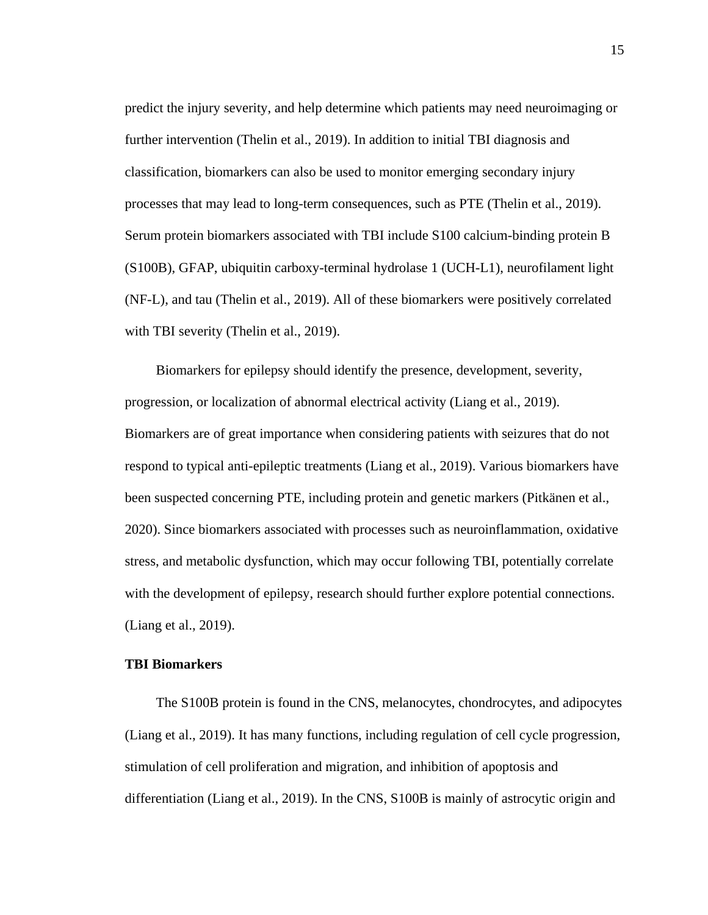predict the injury severity, and help determine which patients may need neuroimaging or further intervention (Thelin et al., 2019). In addition to initial TBI diagnosis and classification, biomarkers can also be used to monitor emerging secondary injury processes that may lead to long-term consequences, such as PTE (Thelin et al., 2019). Serum protein biomarkers associated with TBI include S100 calcium-binding protein B (S100B), GFAP, ubiquitin carboxy-terminal hydrolase 1 (UCH-L1), neurofilament light (NF-L), and tau (Thelin et al., 2019). All of these biomarkers were positively correlated with TBI severity (Thelin et al., 2019).

Biomarkers for epilepsy should identify the presence, development, severity, progression, or localization of abnormal electrical activity (Liang et al., 2019). Biomarkers are of great importance when considering patients with seizures that do not respond to typical anti-epileptic treatments (Liang et al., 2019). Various biomarkers have been suspected concerning PTE, including protein and genetic markers (Pitkänen et al., 2020). Since biomarkers associated with processes such as neuroinflammation, oxidative stress, and metabolic dysfunction, which may occur following TBI, potentially correlate with the development of epilepsy, research should further explore potential connections. (Liang et al., 2019).

**TBI Biomarkers**

The S100B protein is found in the CNS, melanocytes, chondrocytes, and adipocytes (Liang et al., 2019). It has many functions, including regulation of cell cycle progression, stimulation of cell proliferation and migration, and inhibition of apoptosis and differentiation (Liang et al., 2019). In the CNS, S100B is mainly of astrocytic origin and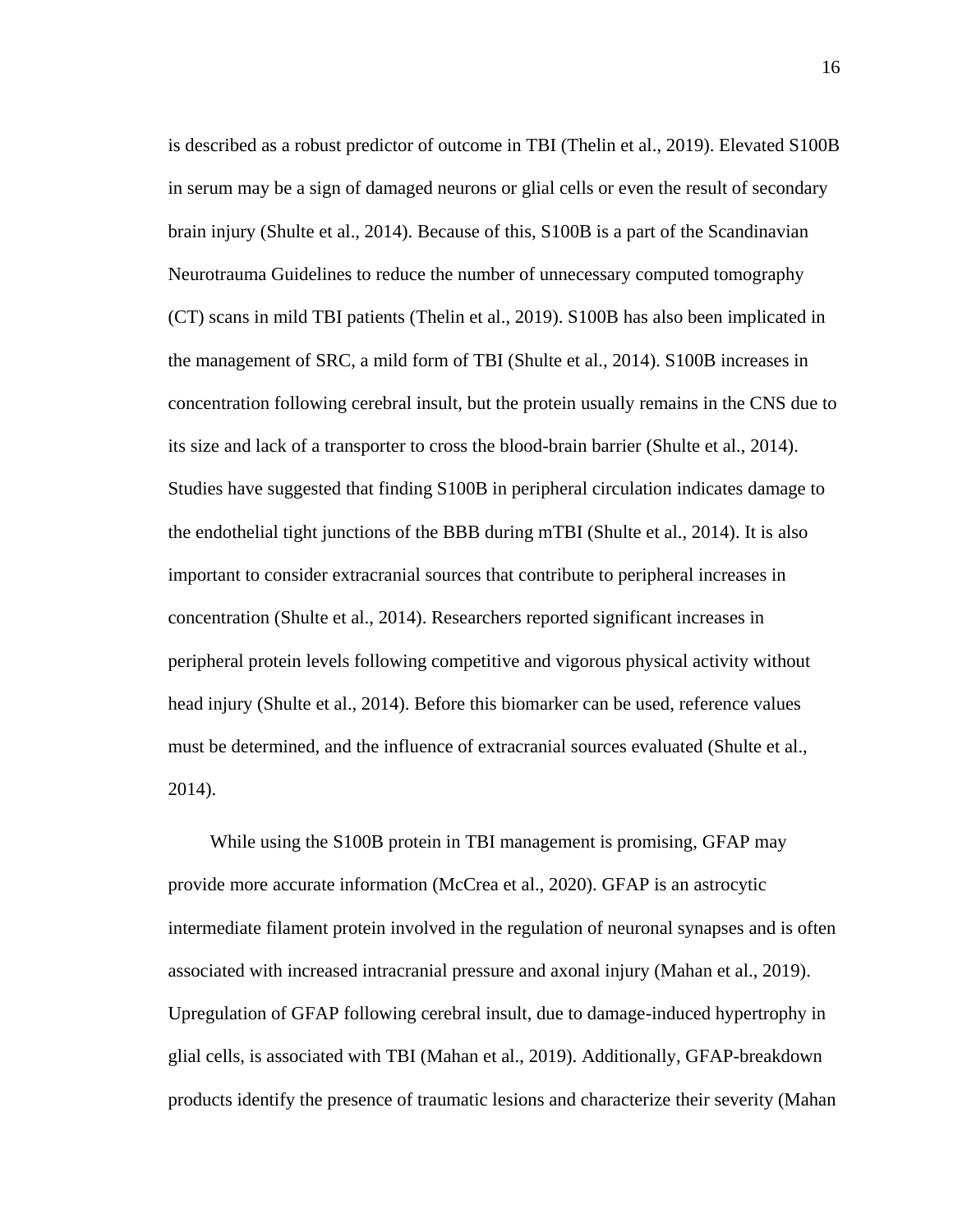is described as a robust predictor of outcome in TBI (Thelin et al., 2019). Elevated S100B in serum may be a sign of damaged neurons or glial cells or even the result of secondary brain injury (Shulte et al., 2014). Because of this, S100B is a part of the Scandinavian Neurotrauma Guidelines to reduce the number of unnecessary computed tomography (CT) scans in mild TBI patients (Thelin et al., 2019). S100B has also been implicated in the management of SRC, a mild form of TBI (Shulte et al., 2014). S100B increases in concentration following cerebral insult, but the protein usually remains in the CNS due to its size and lack of a transporter to cross the blood-brain barrier (Shulte et al., 2014). Studies have suggested that finding S100B in peripheral circulation indicates damage to the endothelial tight junctions of the BBB during mTBI (Shulte et al., 2014). It is also important to consider extracranial sources that contribute to peripheral increases in concentration (Shulte et al., 2014). Researchers reported significant increases in peripheral protein levels following competitive and vigorous physical activity without head injury (Shulte et al., 2014). Before this biomarker can be used, reference values must be determined, and the influence of extracranial sources evaluated (Shulte et al., 2014).

While using the S100B protein in TBI management is promising, GFAP may provide more accurate information (McCrea et al., 2020). GFAP is an astrocytic intermediate filament protein involved in the regulation of neuronal synapses and is often associated with increased intracranial pressure and axonal injury (Mahan et al., 2019). Upregulation of GFAP following cerebral insult, due to damage-induced hypertrophy in glial cells, is associated with TBI (Mahan et al., 2019). Additionally, GFAP-breakdown products identify the presence of traumatic lesions and characterize their severity (Mahan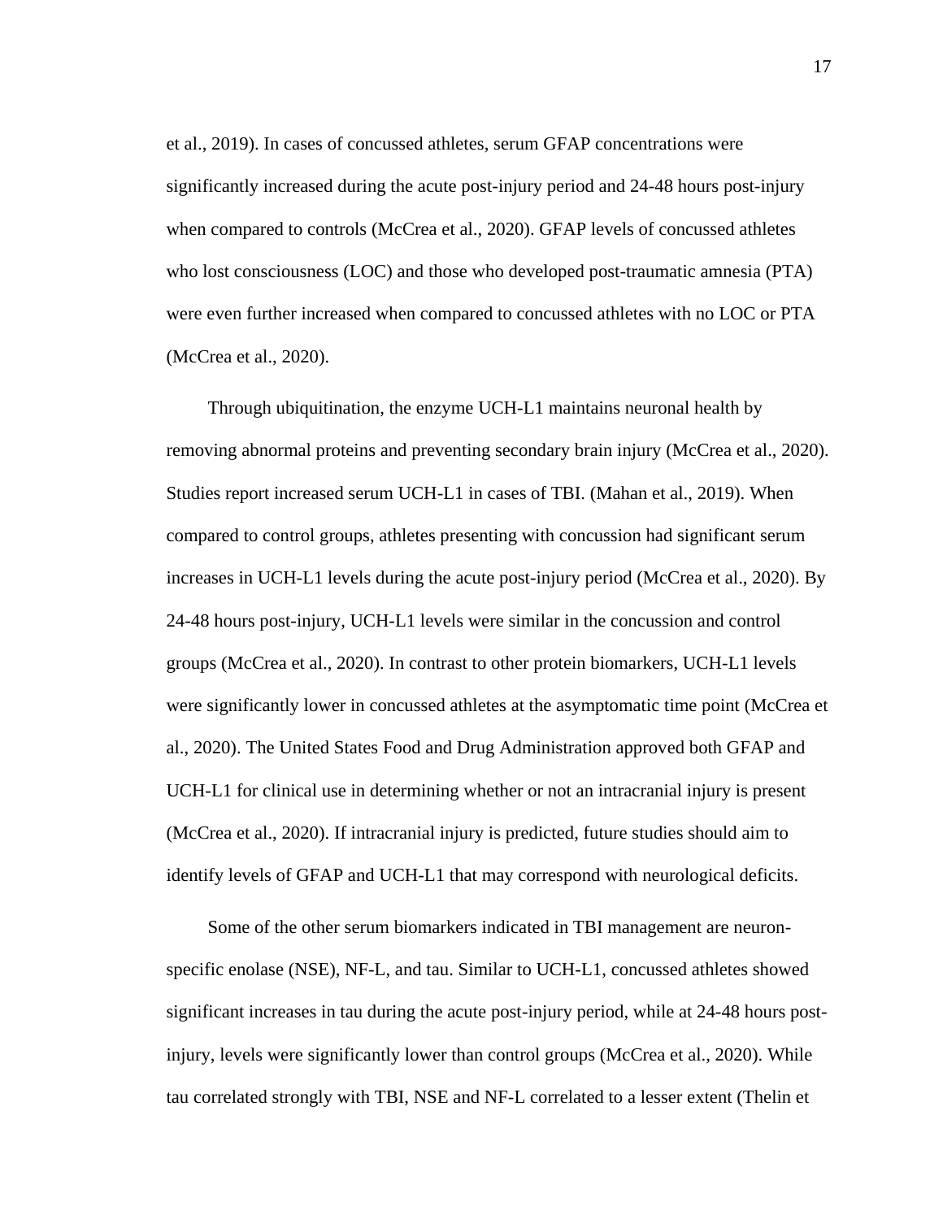et al., 2019). In cases of concussed athletes, serum GFAP concentrations were significantly increased during the acute post-injury period and 24-48 hours post-injury when compared to controls (McCrea et al., 2020). GFAP levels of concussed athletes who lost consciousness (LOC) and those who developed post-traumatic amnesia (PTA) were even further increased when compared to concussed athletes with no LOC or PTA (McCrea et al., 2020).

Through ubiquitination, the enzyme UCH-L1 maintains neuronal health by removing abnormal proteins and preventing secondary brain injury (McCrea et al., 2020). Studies report increased serum UCH-L1 in cases of TBI. (Mahan et al., 2019). When compared to control groups, athletes presenting with concussion had significant serum increases in UCH-L1 levels during the acute post-injury period (McCrea et al., 2020). By 24-48 hours post-injury, UCH-L1 levels were similar in the concussion and control groups (McCrea et al., 2020). In contrast to other protein biomarkers, UCH-L1 levels were significantly lower in concussed athletes at the asymptomatic time point (McCrea et al., 2020). The United States Food and Drug Administration approved both GFAP and UCH-L1 for clinical use in determining whether or not an intracranial injury is present (McCrea et al., 2020). If intracranial injury is predicted, future studies should aim to identify levels of GFAP and UCH-L1 that may correspond with neurological deficits.

Some of the other serum biomarkers indicated in TBI management are neuron-specific enolase (NSE), NF-L, and tau. Similar to UCH-L1, concussed athletes showed significant increases in tau during the acute post-injury period, while at 24-48 hours post-injury, levels were significantly lower than control groups (McCrea et al., 2020). While tau correlated strongly with TBI, NSE and NF-L correlated to a lesser extent (Thelin et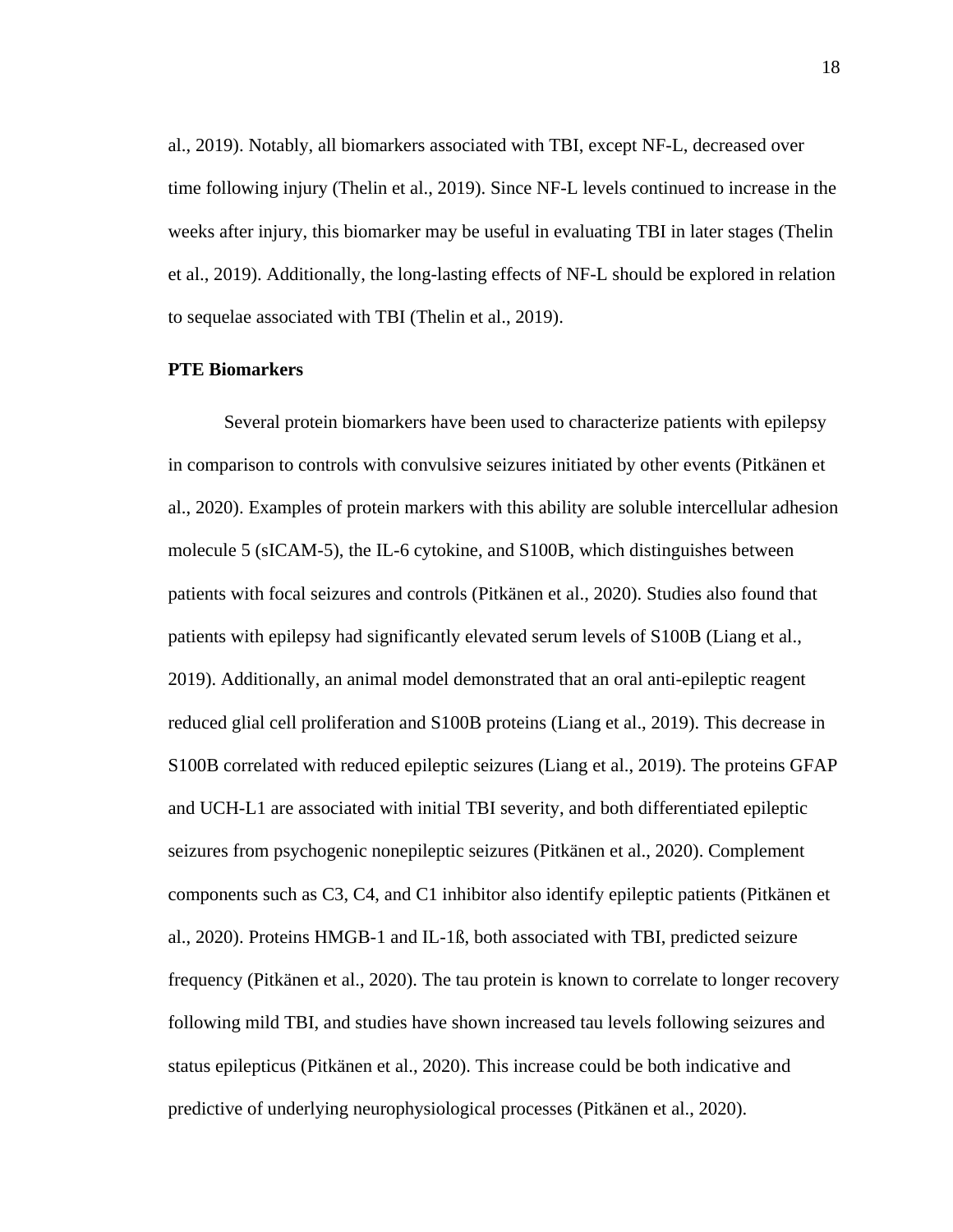al., 2019). Notably, all biomarkers associated with TBI, except NF-L, decreased over time following injury (Thelin et al., 2019). Since NF-L levels continued to increase in the weeks after injury, this biomarker may be useful in evaluating TBI in later stages (Thelin et al., 2019). Additionally, the long-lasting effects of NF-L should be explored in relation to sequelae associated with TBI (Thelin et al., 2019).

**PTE Biomarkers**

Several protein biomarkers have been used to characterize patients with epilepsy in comparison to controls with convulsive seizures initiated by other events (Pitkänen et al., 2020). Examples of protein markers with this ability are soluble intercellular adhesion molecule 5 (sICAM-5), the IL-6 cytokine, and S100B, which distinguishes between patients with focal seizures and controls (Pitkänen et al., 2020). Studies also found that patients with epilepsy had significantly elevated serum levels of S100B (Liang et al., 2019). Additionally, an animal model demonstrated that an oral anti-epileptic reagent reduced glial cell proliferation and S100B proteins (Liang et al., 2019). This decrease in S100B correlated with reduced epileptic seizures (Liang et al., 2019). The proteins GFAP and UCH-L1 are associated with initial TBI severity, and both differentiated epileptic seizures from psychogenic nonepileptic seizures (Pitkänen et al., 2020). Complement components such as C3, C4, and C1 inhibitor also identify epileptic patients (Pitkänen et al., 2020). Proteins HMGB-1 and IL-1ß, both associated with TBI, predicted seizure frequency (Pitkänen et al., 2020). The tau protein is known to correlate to longer recovery following mild TBI, and studies have shown increased tau levels following seizures and status epilepticus (Pitkänen et al., 2020). This increase could be both indicative and predictive of underlying neurophysiological processes (Pitkänen et al., 2020).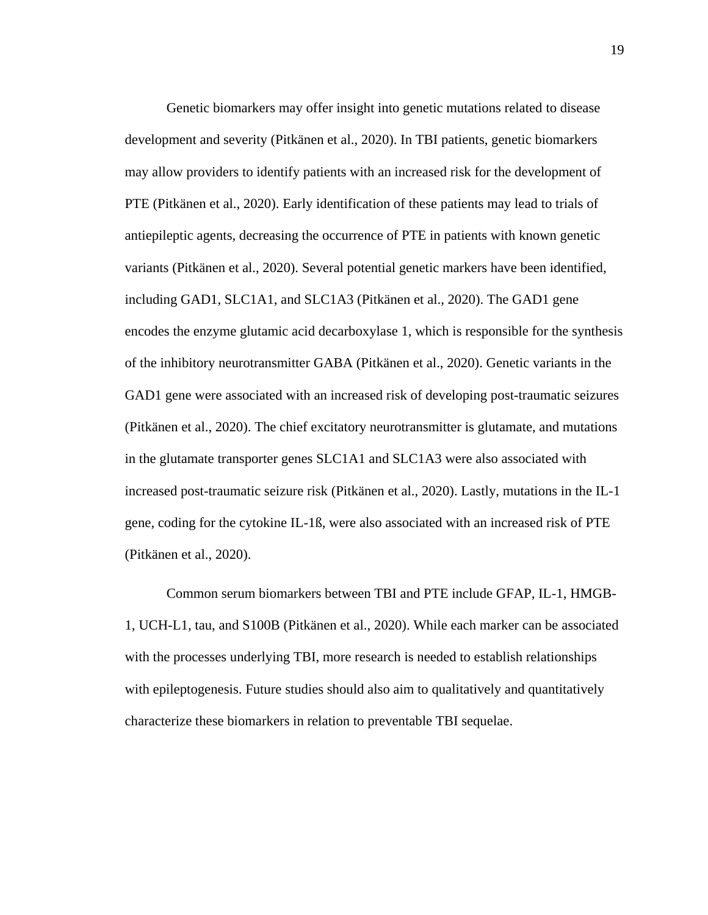Genetic biomarkers may offer insight into genetic mutations related to disease development and severity (Pitkänen et al., 2020). In TBI patients, genetic biomarkers may allow providers to identify patients with an increased risk for the development of PTE (Pitkänen et al., 2020). Early identification of these patients may lead to trials of antiepileptic agents, decreasing the occurrence of PTE in patients with known genetic variants (Pitkänen et al., 2020). Several potential genetic markers have been identified, including GAD1, SLC1A1, and SLC1A3 (Pitkänen et al., 2020). The GAD1 gene encodes the enzyme glutamic acid decarboxylase 1, which is responsible for the synthesis of the inhibitory neurotransmitter GABA (Pitkänen et al., 2020). Genetic variants in the GAD1 gene were associated with an increased risk of developing post-traumatic seizures (Pitkänen et al., 2020). The chief excitatory neurotransmitter is glutamate, and mutations in the glutamate transporter genes SLC1A1 and SLC1A3 were also associated with increased post-traumatic seizure risk (Pitkänen et al., 2020). Lastly, mutations in the IL-1 gene, coding for the cytokine IL-1ß, were also associated with an increased risk of PTE (Pitkänen et al., 2020).

Common serum biomarkers between TBI and PTE include GFAP, IL-1, HMGB-1, UCH-L1, tau, and S100B (Pitkänen et al., 2020). While each marker can be associated with the processes underlying TBI, more research is needed to establish relationships with epileptogenesis. Future studies should also aim to qualitatively and quantitatively characterize these biomarkers in relation to preventable TBI sequelae.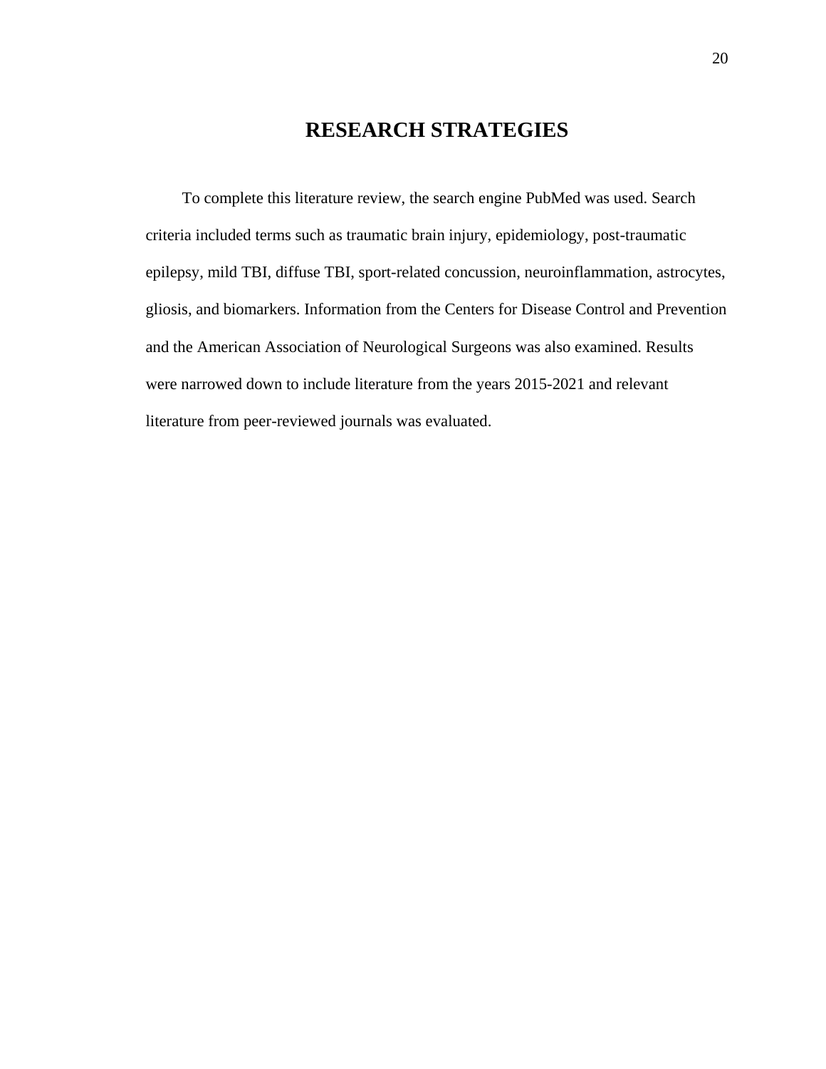# RESEARCH STRATEGIES

To complete this literature review, the search engine PubMed was used. Search criteria included terms such as traumatic brain injury, epidemiology, post-traumatic epilepsy, mild TBI, diffuse TBI, sport-related concussion, neuroinflammation, astrocytes, gliosis, and biomarkers. Information from the Centers for Disease Control and Prevention and the American Association of Neurological Surgeons was also examined. Results were narrowed down to include literature from the years 2015-2021 and relevant literature from peer-reviewed journals was evaluated.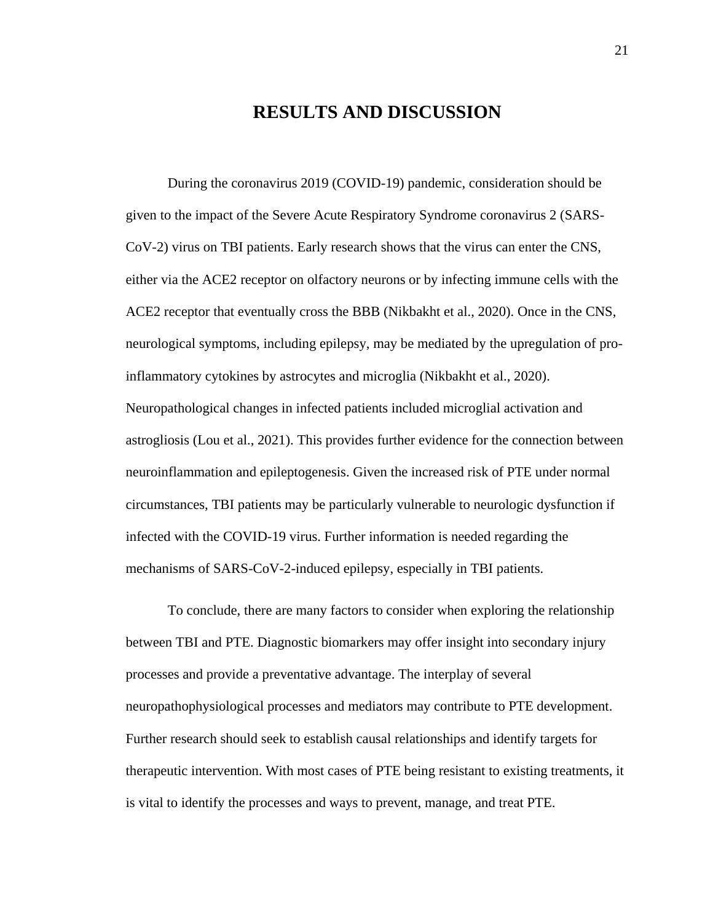# RESULTS AND DISCUSSION

During the coronavirus 2019 (COVID-19) pandemic, consideration should be given to the impact of the Severe Acute Respiratory Syndrome coronavirus 2 (SARS-CoV-2) virus on TBI patients. Early research shows that the virus can enter the CNS, either via the ACE2 receptor on olfactory neurons or by infecting immune cells with the ACE2 receptor that eventually cross the BBB (Nikbakht et al., 2020). Once in the CNS, neurological symptoms, including epilepsy, may be mediated by the upregulation of pro-inflammatory cytokines by astrocytes and microglia (Nikbakht et al., 2020). Neuropathological changes in infected patients included microglial activation and astrogliosis (Lou et al., 2021). This provides further evidence for the connection between neuroinflammation and epileptogenesis. Given the increased risk of PTE under normal circumstances, TBI patients may be particularly vulnerable to neurologic dysfunction if infected with the COVID-19 virus. Further information is needed regarding the mechanisms of SARS-CoV-2-induced epilepsy, especially in TBI patients.

To conclude, there are many factors to consider when exploring the relationship between TBI and PTE. Diagnostic biomarkers may offer insight into secondary injury processes and provide a preventative advantage. The interplay of several neuropathophysiological processes and mediators may contribute to PTE development. Further research should seek to establish causal relationships and identify targets for therapeutic intervention. With most cases of PTE being resistant to existing treatments, it is vital to identify the processes and ways to prevent, manage, and treat PTE.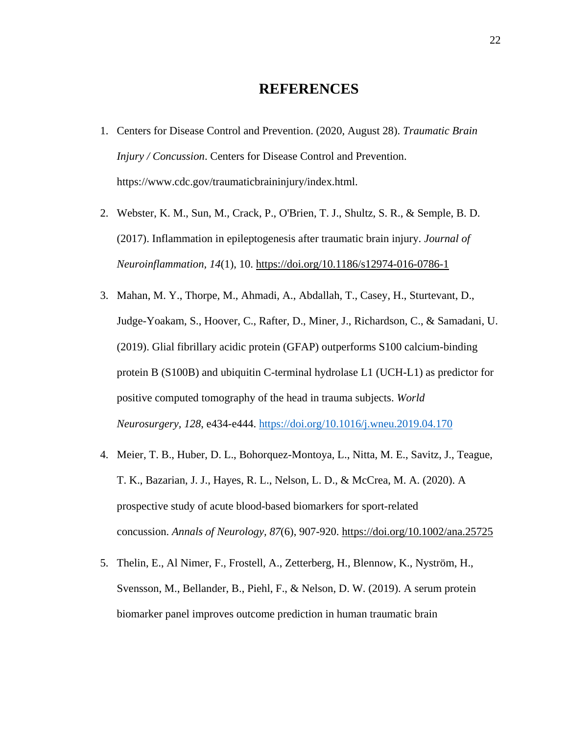# REFERENCES

1. Centers for Disease Control and Prevention. (2020, August 28). *Traumatic Brain Injury / Concussion*. Centers for Disease Control and Prevention. https://www.cdc.gov/traumaticbraininjury/index.html.

2. Webster, K. M., Sun, M., Crack, P., O'Brien, T. J., Shultz, S. R., & Semple, B. D. (2017). Inflammation in epileptogenesis after traumatic brain injury. *Journal of Neuroinflammation, 14*(1), 10. https://doi.org/10.1186/s12974-016-0786-1

3. Mahan, M. Y., Thorpe, M., Ahmadi, A., Abdallah, T., Casey, H., Sturtevant, D., Judge-Yoakam, S., Hoover, C., Rafter, D., Miner, J., Richardson, C., & Samadani, U. (2019). Glial fibrillary acidic protein (GFAP) outperforms S100 calcium-binding protein B (S100B) and ubiquitin C-terminal hydrolase L1 (UCH-L1) as predictor for positive computed tomography of the head in trauma subjects. *World Neurosurgery, 128*, e434-e444. https://doi.org/10.1016/j.wneu.2019.04.170

4. Meier, T. B., Huber, D. L., Bohorquez-Montoya, L., Nitta, M. E., Savitz, J., Teague, T. K., Bazarian, J. J., Hayes, R. L., Nelson, L. D., & McCrea, M. A. (2020). A prospective study of acute blood-based biomarkers for sport-related concussion. *Annals of Neurology, 87*(6), 907-920. https://doi.org/10.1002/ana.25725

5. Thelin, E., Al Nimer, F., Frostell, A., Zetterberg, H., Blennow, K., Nyström, H., Svensson, M., Bellander, B., Piehl, F., & Nelson, D. W. (2019). A serum protein biomarker panel improves outcome prediction in human traumatic brain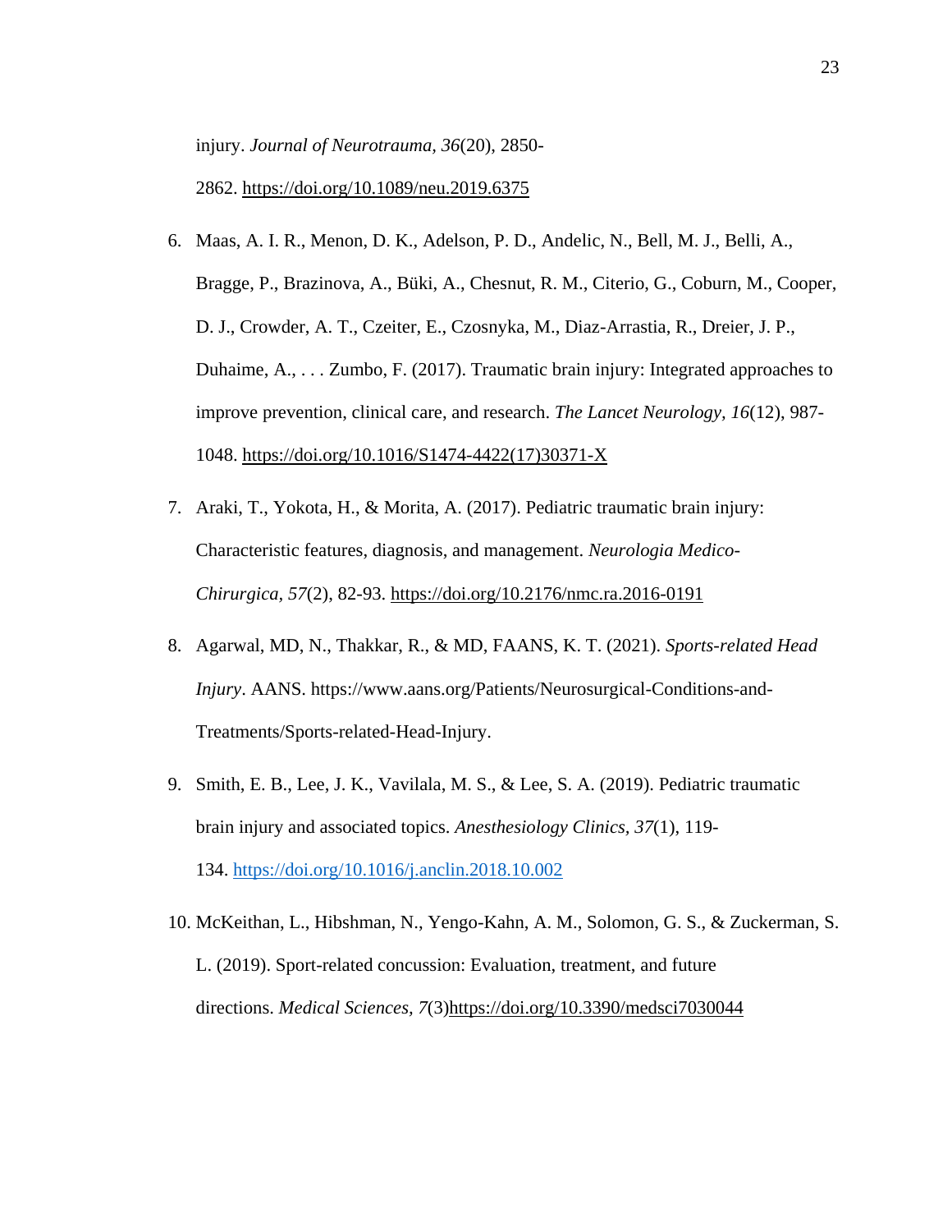injury. *Journal of Neurotrauma*, *36*(20), 2850-2862. https://doi.org/10.1089/neu.2019.6375

6. Maas, A. I. R., Menon, D. K., Adelson, P. D., Andelic, N., Bell, M. J., Belli, A., Bragge, P., Brazinova, A., Büki, A., Chesnut, R. M., Citerio, G., Coburn, M., Cooper, D. J., Crowder, A. T., Czeiter, E., Czosnyka, M., Diaz-Arrastia, R., Dreier, J. P., Duhaime, A., . . . Zumbo, F. (2017). Traumatic brain injury: Integrated approaches to improve prevention, clinical care, and research. *The Lancet Neurology*, *16*(12), 987-1048. https://doi.org/10.1016/S1474-4422(17)30371-X

7. Araki, T., Yokota, H., & Morita, A. (2017). Pediatric traumatic brain injury: Characteristic features, diagnosis, and management. *Neurologia Medico-Chirurgica*, *57*(2), 82-93. https://doi.org/10.2176/nmc.ra.2016-0191

8. Agarwal, MD, N., Thakkar, R., & MD, FAANS, K. T. (2021). *Sports-related Head Injury*. AANS. https://www.aans.org/Patients/Neurosurgical-Conditions-and-Treatments/Sports-related-Head-Injury.

9. Smith, E. B., Lee, J. K., Vavilala, M. S., & Lee, S. A. (2019). Pediatric traumatic brain injury and associated topics. *Anesthesiology Clinics*, *37*(1), 119-134. https://doi.org/10.1016/j.anclin.2018.10.002

10. McKeithan, L., Hibshman, N., Yengo-Kahn, A. M., Solomon, G. S., & Zuckerman, S. L. (2019). Sport-related concussion: Evaluation, treatment, and future directions. *Medical Sciences*, *7*(3)https://doi.org/10.3390/medsci7030044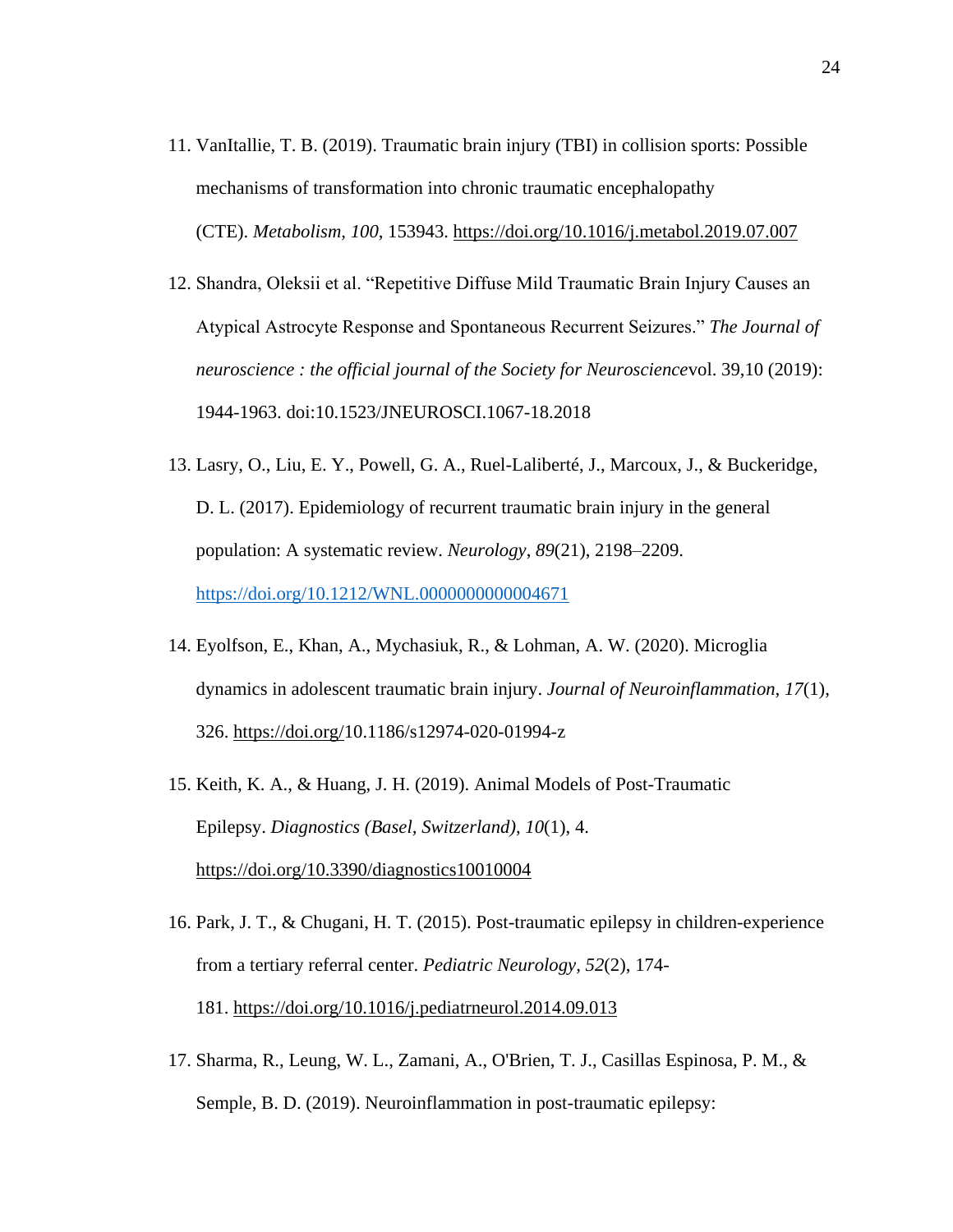11. VanItallie, T. B. (2019). Traumatic brain injury (TBI) in collision sports: Possible mechanisms of transformation into chronic traumatic encephalopathy (CTE). *Metabolism*, *100*, 153943. https://doi.org/10.1016/j.metabol.2019.07.007

12. Shandra, Oleksii et al. "Repetitive Diffuse Mild Traumatic Brain Injury Causes an Atypical Astrocyte Response and Spontaneous Recurrent Seizures." *The Journal of neuroscience : the official journal of the Society for Neuroscience*vol. 39,10 (2019): 1944-1963. doi:10.1523/JNEUROSCI.1067-18.2018

13. Lasry, O., Liu, E. Y., Powell, G. A., Ruel-Laliberté, J., Marcoux, J., & Buckeridge, D. L. (2017). Epidemiology of recurrent traumatic brain injury in the general population: A systematic review. *Neurology*, *89*(21), 2198–2209. https://doi.org/10.1212/WNL.0000000000004671

14. Eyolfson, E., Khan, A., Mychasiuk, R., & Lohman, A. W. (2020). Microglia dynamics in adolescent traumatic brain injury. *Journal of Neuroinflammation*, *17*(1), 326. https://doi.org/10.1186/s12974-020-01994-z

15. Keith, K. A., & Huang, J. H. (2019). Animal Models of Post-Traumatic Epilepsy. *Diagnostics (Basel, Switzerland)*, *10*(1), 4. https://doi.org/10.3390/diagnostics10010004

16. Park, J. T., & Chugani, H. T. (2015). Post-traumatic epilepsy in children-experience from a tertiary referral center. *Pediatric Neurology, 52*(2), 174-181. https://doi.org/10.1016/j.pediatrneurol.2014.09.013

17. Sharma, R., Leung, W. L., Zamani, A., O'Brien, T. J., Casillas Espinosa, P. M., & Semple, B. D. (2019). Neuroinflammation in post-traumatic epilepsy: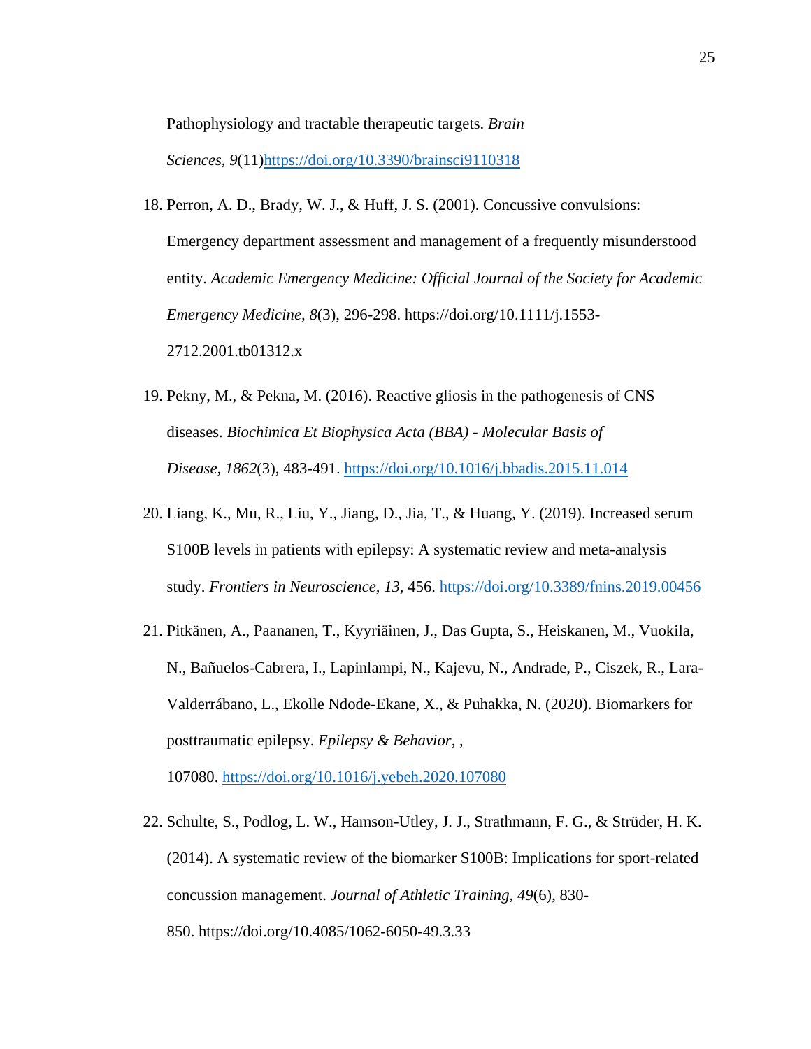Pathophysiology and tractable therapeutic targets. *Brain Sciences, 9*(11)https://doi.org/10.3390/brainsci9110318

18. Perron, A. D., Brady, W. J., & Huff, J. S. (2001). Concussive convulsions: Emergency department assessment and management of a frequently misunderstood entity. *Academic Emergency Medicine: Official Journal of the Society for Academic Emergency Medicine, 8*(3), 296-298. https://doi.org/10.1111/j.1553-2712.2001.tb01312.x

19. Pekny, M., & Pekna, M. (2016). Reactive gliosis in the pathogenesis of CNS diseases. *Biochimica Et Biophysica Acta (BBA) - Molecular Basis of Disease, 1862*(3), 483-491. https://doi.org/10.1016/j.bbadis.2015.11.014

20. Liang, K., Mu, R., Liu, Y., Jiang, D., Jia, T., & Huang, Y. (2019). Increased serum S100B levels in patients with epilepsy: A systematic review and meta-analysis study. *Frontiers in Neuroscience, 13*, 456. https://doi.org/10.3389/fnins.2019.00456

21. Pitkänen, A., Paananen, T., Kyyriäinen, J., Das Gupta, S., Heiskanen, M., Vuokila, N., Bañuelos-Cabrera, I., Lapinlampi, N., Kajevu, N., Andrade, P., Ciszek, R., Lara-Valderrábano, L., Ekolle Ndode-Ekane, X., & Puhakka, N. (2020). Biomarkers for posttraumatic epilepsy. *Epilepsy & Behavior*, , 107080. https://doi.org/10.1016/j.yebeh.2020.107080

22. Schulte, S., Podlog, L. W., Hamson-Utley, J. J., Strathmann, F. G., & Strüder, H. K. (2014). A systematic review of the biomarker S100B: Implications for sport-related concussion management. *Journal of Athletic Training, 49*(6), 830-850. https://doi.org/10.4085/1062-6050-49.3.33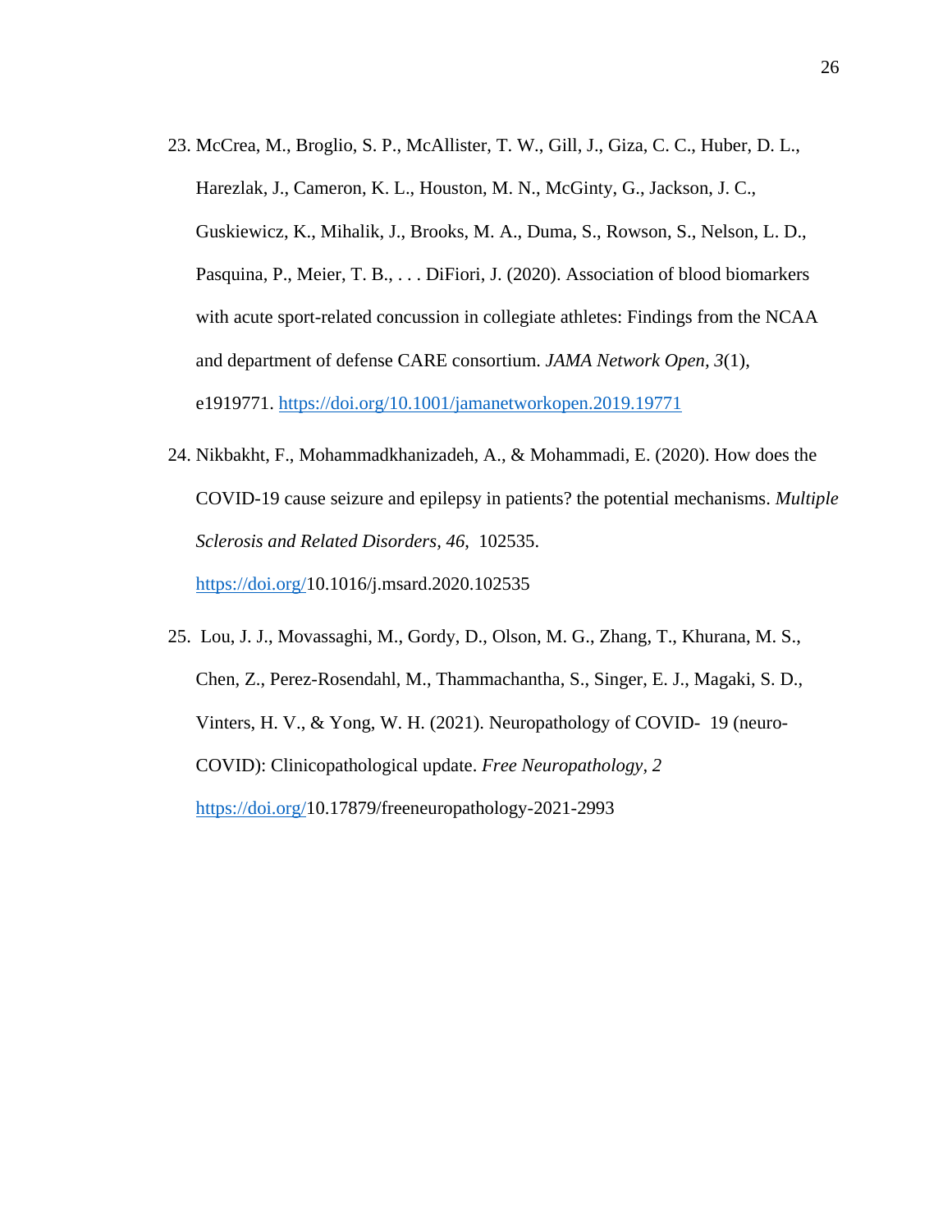23. McCrea, M., Broglio, S. P., McAllister, T. W., Gill, J., Giza, C. C., Huber, D. L., Harezlak, J., Cameron, K. L., Houston, M. N., McGinty, G., Jackson, J. C., Guskiewicz, K., Mihalik, J., Brooks, M. A., Duma, S., Rowson, S., Nelson, L. D., Pasquina, P., Meier, T. B., . . . DiFiori, J. (2020). Association of blood biomarkers with acute sport-related concussion in collegiate athletes: Findings from the NCAA and department of defense CARE consortium. *JAMA Network Open*, *3*(1), e1919771. https://doi.org/10.1001/jamanetworkopen.2019.19771

24. Nikbakht, F., Mohammadkhanizadeh, A., & Mohammadi, E. (2020). How does the COVID-19 cause seizure and epilepsy in patients? the potential mechanisms. *Multiple Sclerosis and Related Disorders*, *46*, 102535. https://doi.org/10.1016/j.msard.2020.102535

25. Lou, J. J., Movassaghi, M., Gordy, D., Olson, M. G., Zhang, T., Khurana, M. S., Chen, Z., Perez-Rosendahl, M., Thammachantha, S., Singer, E. J., Magaki, S. D., Vinters, H. V., & Yong, W. H. (2021). Neuropathology of COVID- 19 (neuro-COVID): Clinicopathological update. *Free Neuropathology*, *2* https://doi.org/10.17879/freeneuropathology-2021-2993